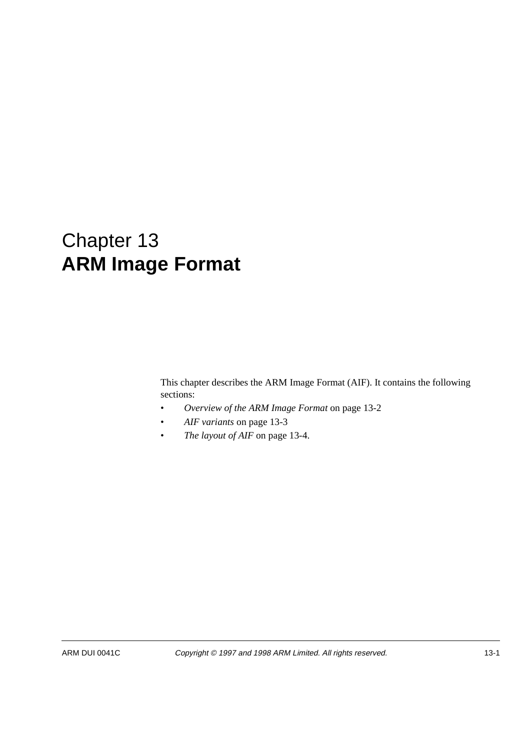# Chapter 13
# **ARM Image Format**

This chapter describes the ARM Image Format (AIF). It contains the following sections:

- *Overview of the ARM Image Format* on page 13-2
- *AIF variants* on page 13-3
- *The layout of AIF* on page 13-4.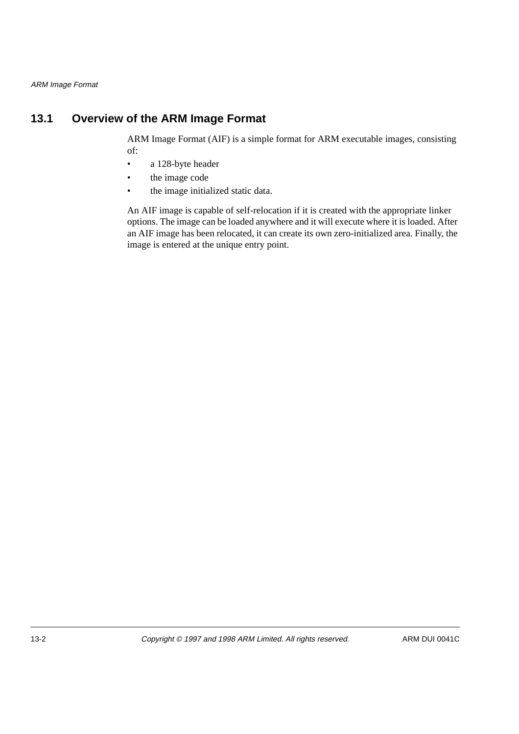## 13.1 Overview of the ARM Image Format

ARM Image Format (AIF) is a simple format for ARM executable images, consisting of:

- a 128-byte header
- the image code
- the image initialized static data.

An AIF image is capable of self-relocation if it is created with the appropriate linker options. The image can be loaded anywhere and it will execute where it is loaded. After an AIF image has been relocated, it can create its own zero-initialized area. Finally, the image is entered at the unique entry point.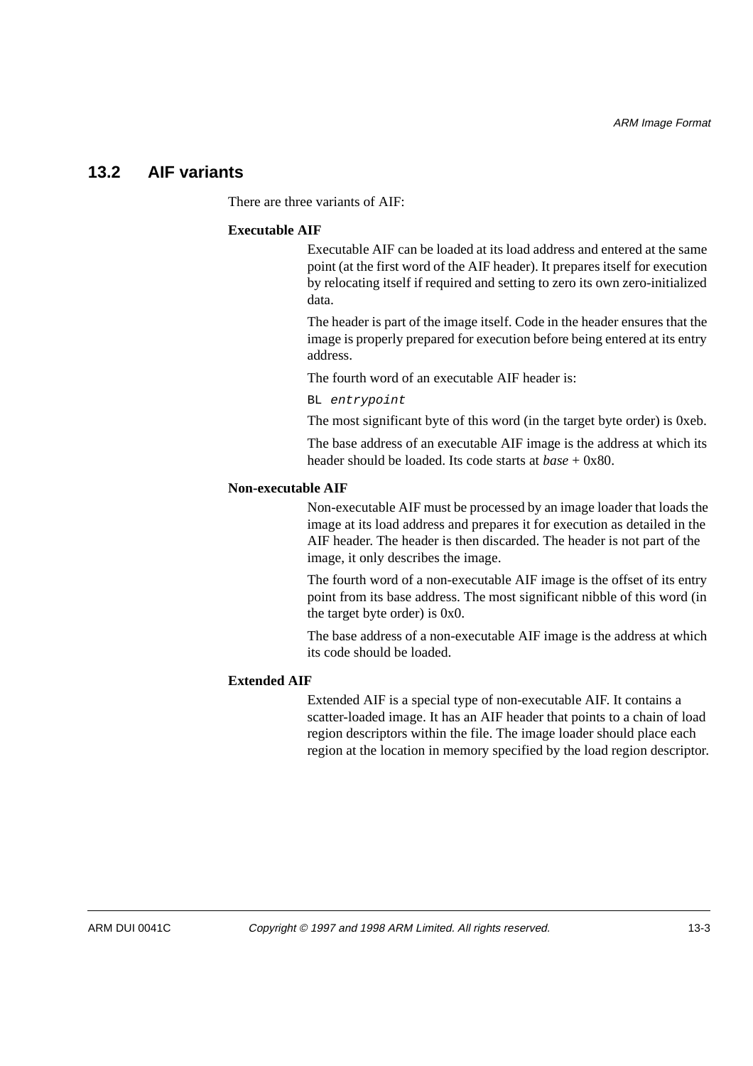## 13.2 AIF variants

There are three variants of AIF:

**Executable AIF**

Executable AIF can be loaded at its load address and entered at the same point (at the first word of the AIF header). It prepares itself for execution by relocating itself if required and setting to zero its own zero-initialized data.

The header is part of the image itself. Code in the header ensures that the image is properly prepared for execution before being entered at its entry address.

The fourth word of an executable AIF header is:

`BL entrypoint`

The most significant byte of this word (in the target byte order) is 0xeb.

The base address of an executable AIF image is the address at which its header should be loaded. Its code starts at *base* + 0x80.

**Non-executable AIF**

Non-executable AIF must be processed by an image loader that loads the image at its load address and prepares it for execution as detailed in the AIF header. The header is then discarded. The header is not part of the image, it only describes the image.

The fourth word of a non-executable AIF image is the offset of its entry point from its base address. The most significant nibble of this word (in the target byte order) is 0x0.

The base address of a non-executable AIF image is the address at which its code should be loaded.

**Extended AIF**

Extended AIF is a special type of non-executable AIF. It contains a scatter-loaded image. It has an AIF header that points to a chain of load region descriptors within the file. The image loader should place each region at the location in memory specified by the load region descriptor.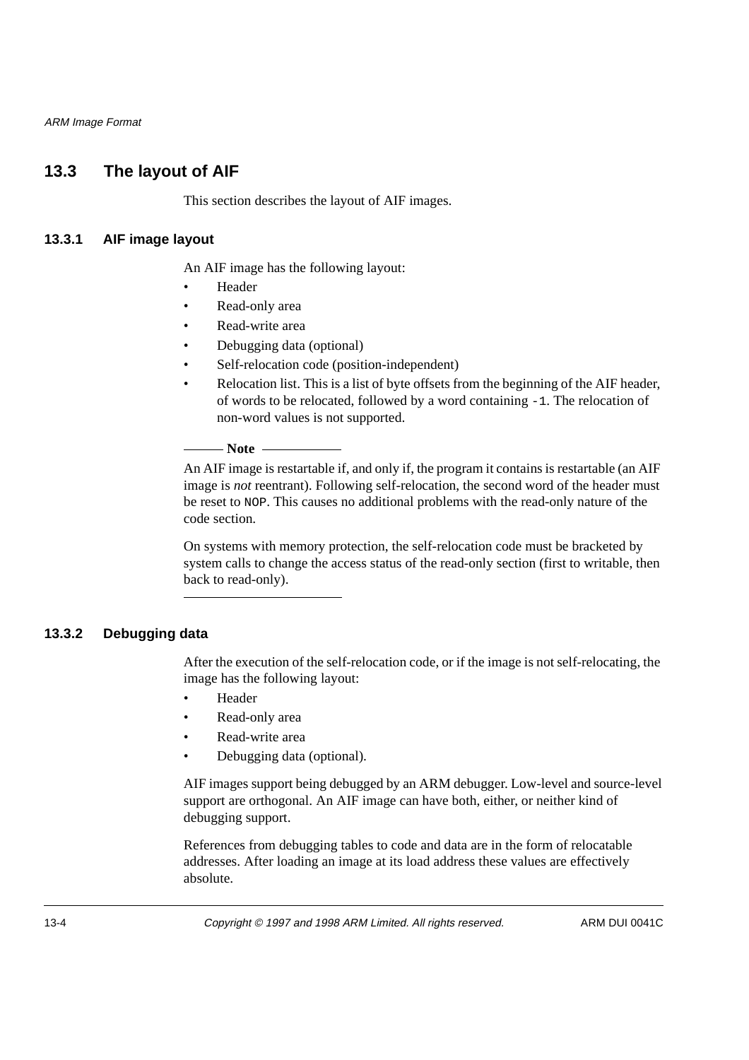## 13.3 The layout of AIF

This section describes the layout of AIF images.

### 13.3.1 AIF image layout

An AIF image has the following layout:

- Header
- Read-only area
- Read-write area
- Debugging data (optional)
- Self-relocation code (position-independent)
- Relocation list. This is a list of byte offsets from the beginning of the AIF header, of words to be relocated, followed by a word containing `-1`. The relocation of non-word values is not supported.

**Note**

An AIF image is restartable if, and only if, the program it contains is restartable (an AIF image is *not* reentrant). Following self-relocation, the second word of the header must be reset to `NOP`. This causes no additional problems with the read-only nature of the code section.

On systems with memory protection, the self-relocation code must be bracketed by system calls to change the access status of the read-only section (first to writable, then back to read-only).

### 13.3.2 Debugging data

After the execution of the self-relocation code, or if the image is not self-relocating, the image has the following layout:

- Header
- Read-only area
- Read-write area
- Debugging data (optional).

AIF images support being debugged by an ARM debugger. Low-level and source-level support are orthogonal. An AIF image can have both, either, or neither kind of debugging support.

References from debugging tables to code and data are in the form of relocatable addresses. After loading an image at its load address these values are effectively absolute.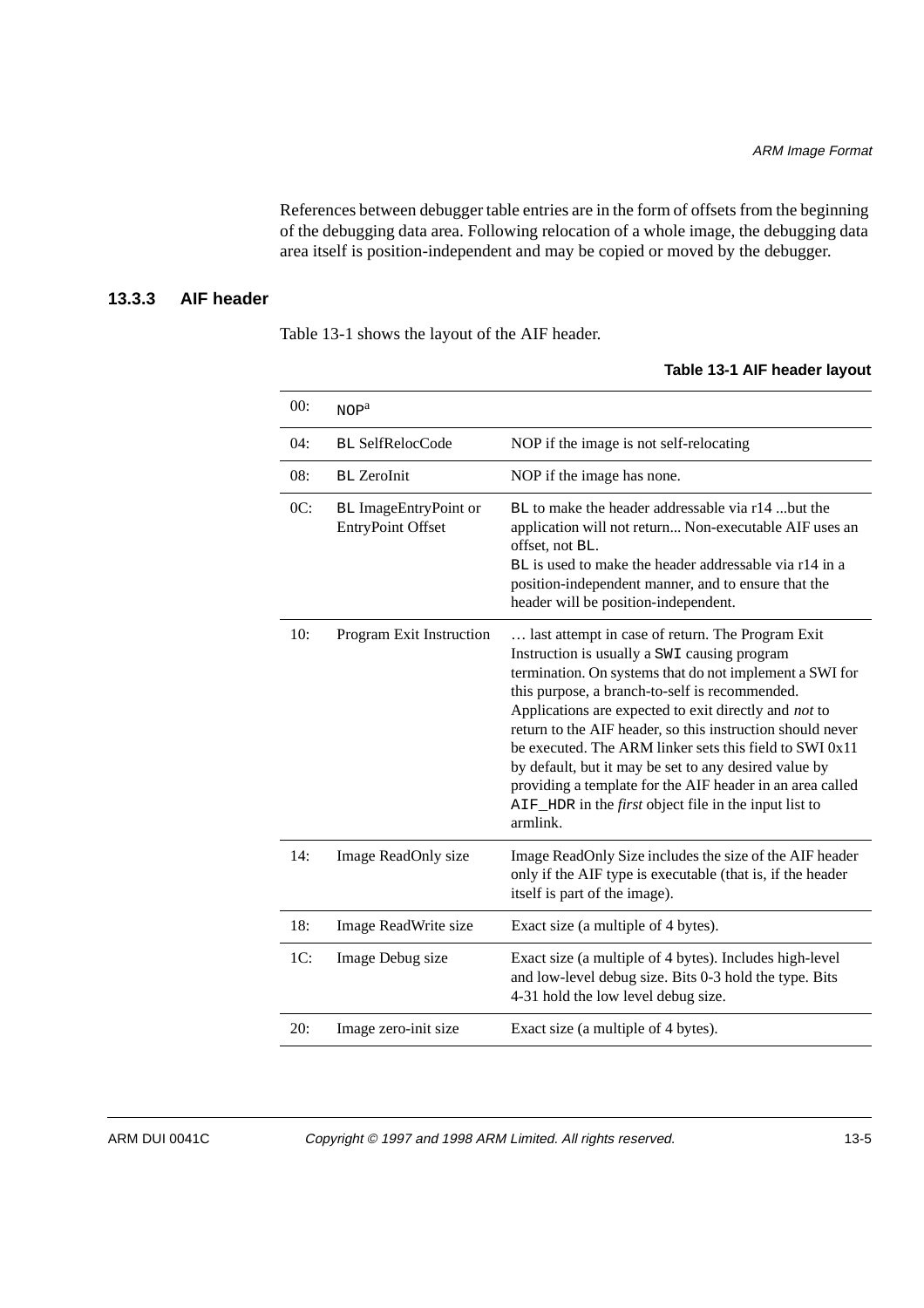References between debugger table entries are in the form of offsets from the beginning of the debugging data area. Following relocation of a whole image, the debugging data area itself is position-independent and may be copied or moved by the debugger.

### 13.3.3 AIF header

Table 13-1 shows the layout of the AIF header.

**Table 13-1 AIF header layout**

| | | |
|---|---|---|
| 00: | `NOP`[a] | |
| 04: | `BL` SelfRelocCode | NOP if the image is not self-relocating |
| 08: | `BL` ZeroInit | NOP if the image has none. |
| 0C: | `BL` ImageEntryPoint or EntryPoint Offset | `BL` to make the header addressable via r14 ...but the application will not return... Non-executable AIF uses an offset, not `BL`. `BL` is used to make the header addressable via r14 in a position-independent manner, and to ensure that the header will be position-independent. |
| 10: | Program Exit Instruction | … last attempt in case of return. The Program Exit Instruction is usually a `SWI` causing program termination. On systems that do not implement a SWI for this purpose, a branch-to-self is recommended. Applications are expected to exit directly and *not* to return to the AIF header, so this instruction should never be executed. The ARM linker sets this field to SWI 0x11 by default, but it may be set to any desired value by providing a template for the AIF header in an area called `AIF_HDR` in the *first* object file in the input list to armlink. |
| 14: | Image ReadOnly size | Image ReadOnly Size includes the size of the AIF header only if the AIF type is executable (that is, if the header itself is part of the image). |
| 18: | Image ReadWrite size | Exact size (a multiple of 4 bytes). |
| 1C: | Image Debug size | Exact size (a multiple of 4 bytes). Includes high-level and low-level debug size. Bits 0-3 hold the type. Bits 4-31 hold the low level debug size. |
| 20: | Image zero-init size | Exact size (a multiple of 4 bytes). |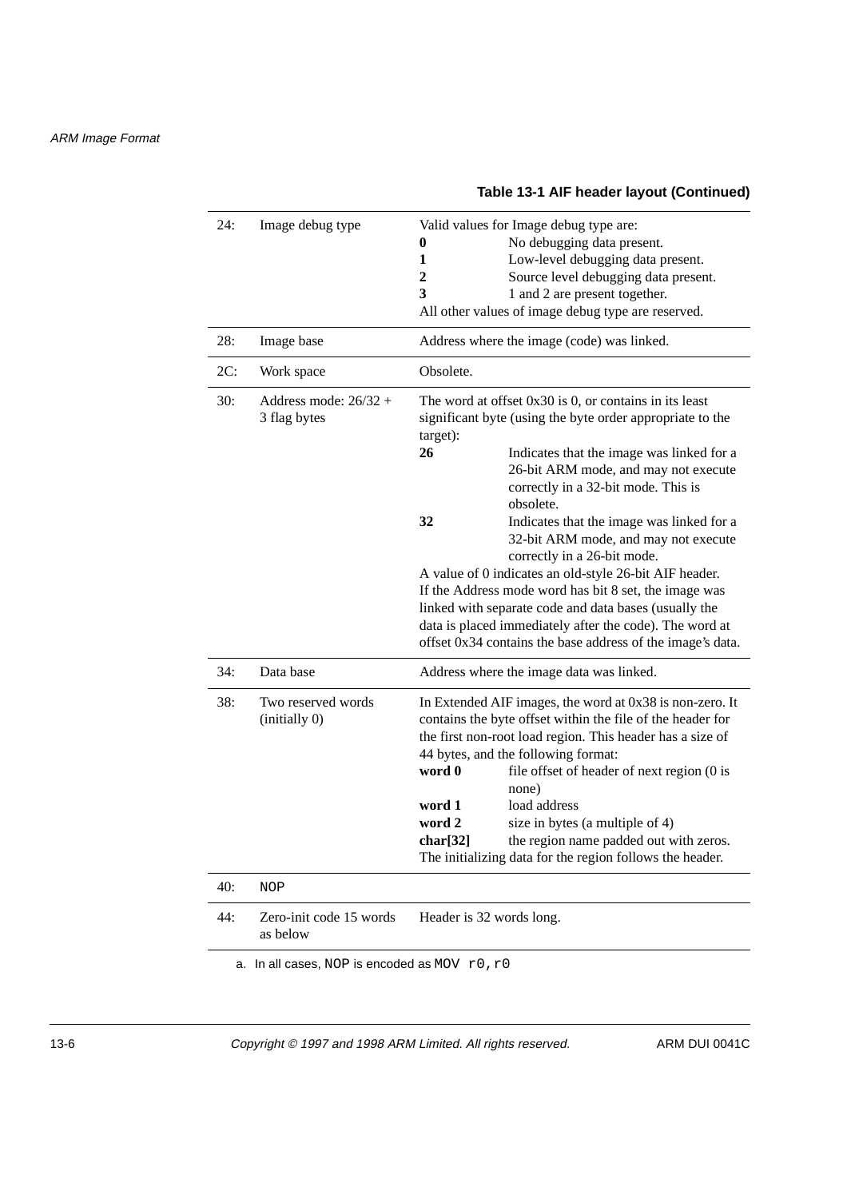**Table 13-1 AIF header layout (Continued)**

| | | |
|---|---|---|
| 24: | Image debug type | Valid values for Image debug type are:<br>**0** No debugging data present.<br>**1** Low-level debugging data present.<br>**2** Source level debugging data present.<br>**3** 1 and 2 are present together.<br>All other values of image debug type are reserved. |
| 28: | Image base | Address where the image (code) was linked. |
| 2C: | Work space | Obsolete. |
| 30: | Address mode: 26/32 + 3 flag bytes | The word at offset 0x30 is 0, or contains in its least significant byte (using the byte order appropriate to the target):<br>**26** Indicates that the image was linked for a 26-bit ARM mode, and may not execute correctly in a 32-bit mode. This is obsolete.<br>**32** Indicates that the image was linked for a 32-bit ARM mode, and may not execute correctly in a 26-bit mode.<br>A value of 0 indicates an old-style 26-bit AIF header.<br>If the Address mode word has bit 8 set, the image was linked with separate code and data bases (usually the data is placed immediately after the code). The word at offset 0x34 contains the base address of the image's data. |
| 34: | Data base | Address where the image data was linked. |
| 38: | Two reserved words (initially 0) | In Extended AIF images, the word at 0x38 is non-zero. It contains the byte offset within the file of the header for the first non-root load region. This header has a size of 44 bytes, and the following format:<br>**word 0** file offset of header of next region (0 is none)<br>**word 1** load address<br>**word 2** size in bytes (a multiple of 4)<br>**char[32]** the region name padded out with zeros.<br>The initializing data for the region follows the header. |
| 40: | `NOP` | |
| 44: | Zero-init code 15 words as below | Header is 32 words long. |

a. In all cases, `NOP` is encoded as `MOV r0,r0`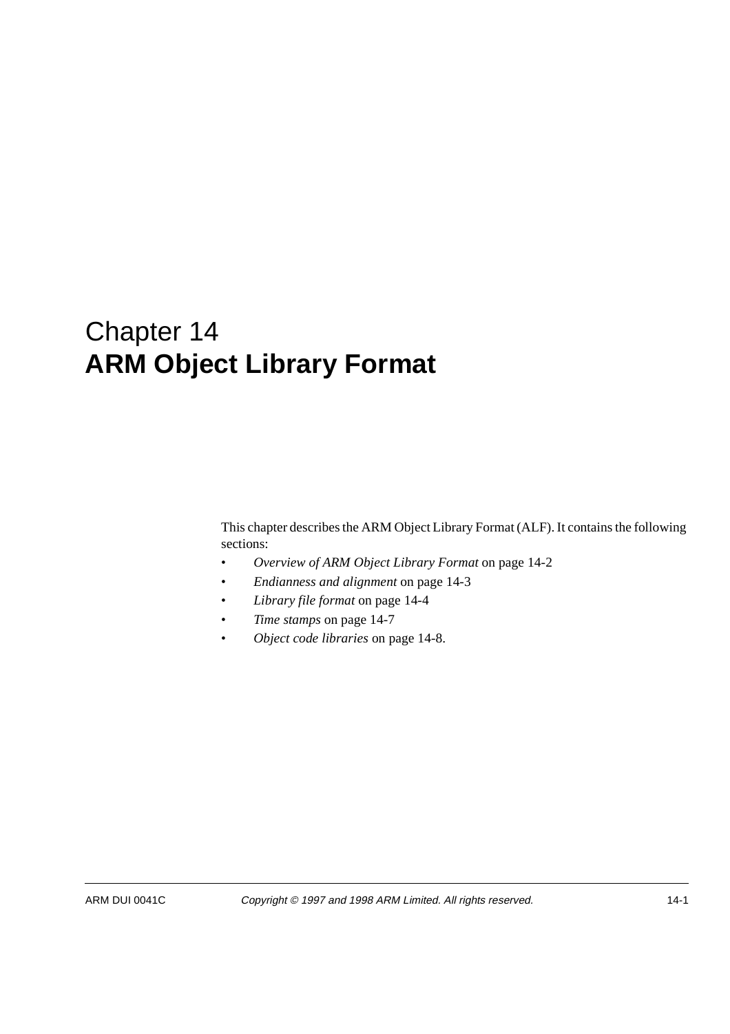# Chapter 14
# **ARM Object Library Format**

This chapter describes the ARM Object Library Format (ALF). It contains the following sections:

- *Overview of ARM Object Library Format* on page 14-2
- *Endianness and alignment* on page 14-3
- *Library file format* on page 14-4
- *Time stamps* on page 14-7
- *Object code libraries* on page 14-8.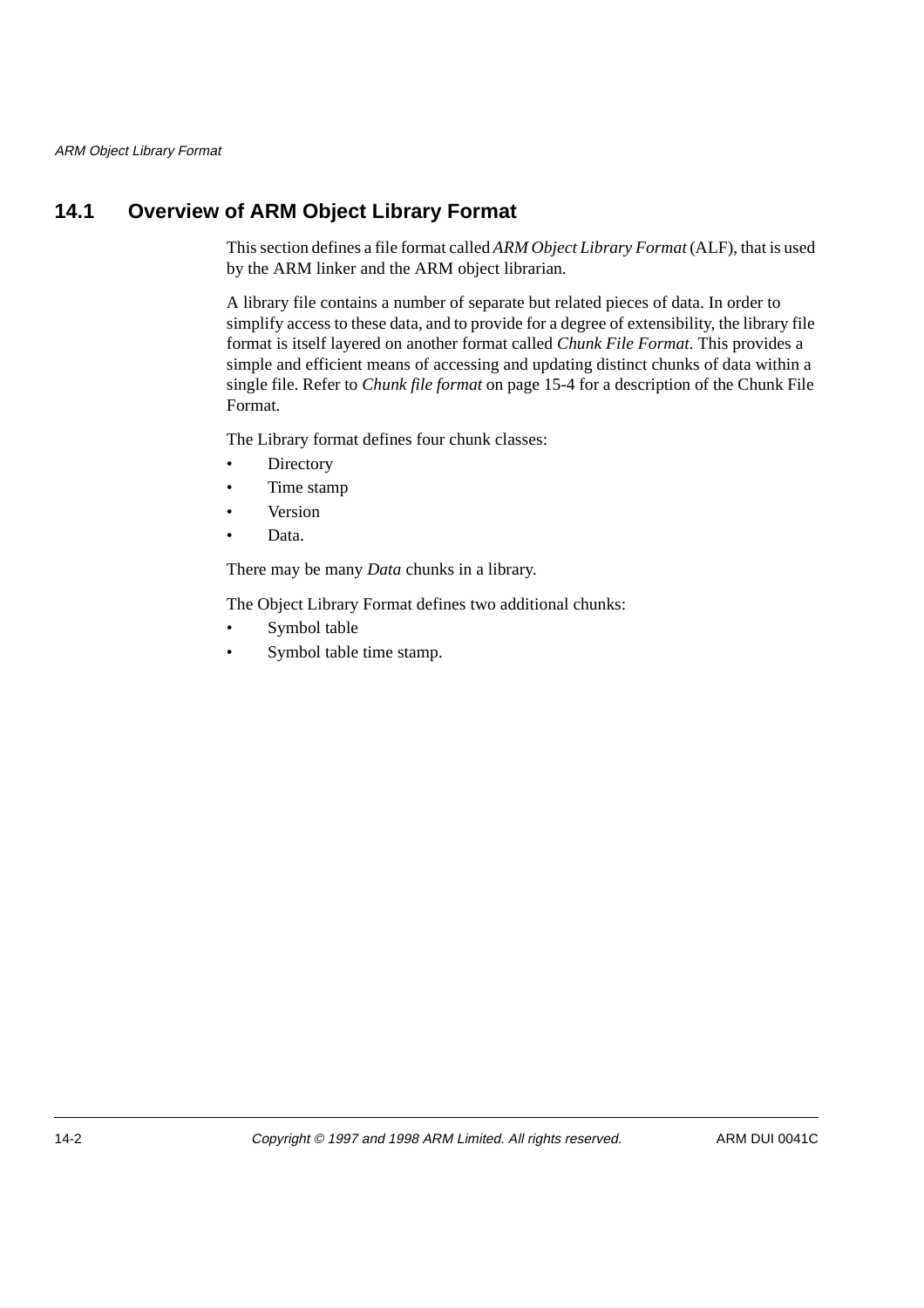## 14.1 Overview of ARM Object Library Format

This section defines a file format called *ARM Object Library Format* (ALF), that is used by the ARM linker and the ARM object librarian.

A library file contains a number of separate but related pieces of data. In order to simplify access to these data, and to provide for a degree of extensibility, the library file format is itself layered on another format called *Chunk File Format*. This provides a simple and efficient means of accessing and updating distinct chunks of data within a single file. Refer to *Chunk file format* on page 15-4 for a description of the Chunk File Format.

The Library format defines four chunk classes:

- Directory
- Time stamp
- Version
- Data.

There may be many *Data* chunks in a library.

The Object Library Format defines two additional chunks:

- Symbol table
- Symbol table time stamp.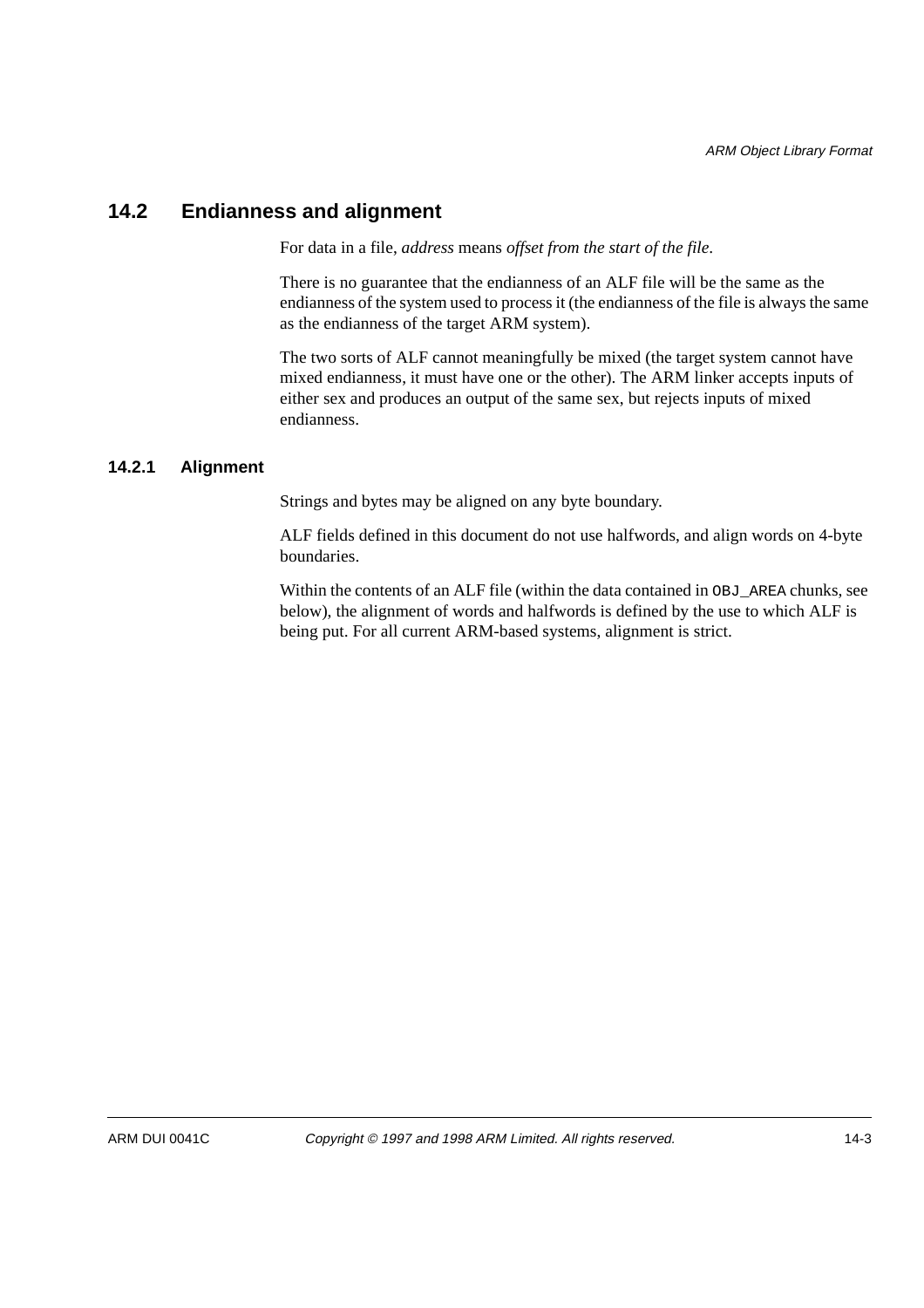## 14.2 Endianness and alignment

For data in a file, *address* means *offset from the start of the file*.

There is no guarantee that the endianness of an ALF file will be the same as the endianness of the system used to process it (the endianness of the file is always the same as the endianness of the target ARM system).

The two sorts of ALF cannot meaningfully be mixed (the target system cannot have mixed endianness, it must have one or the other). The ARM linker accepts inputs of either sex and produces an output of the same sex, but rejects inputs of mixed endianness.

### 14.2.1 Alignment

Strings and bytes may be aligned on any byte boundary.

ALF fields defined in this document do not use halfwords, and align words on 4-byte boundaries.

Within the contents of an ALF file (within the data contained in `OBJ_AREA` chunks, see below), the alignment of words and halfwords is defined by the use to which ALF is being put. For all current ARM-based systems, alignment is strict.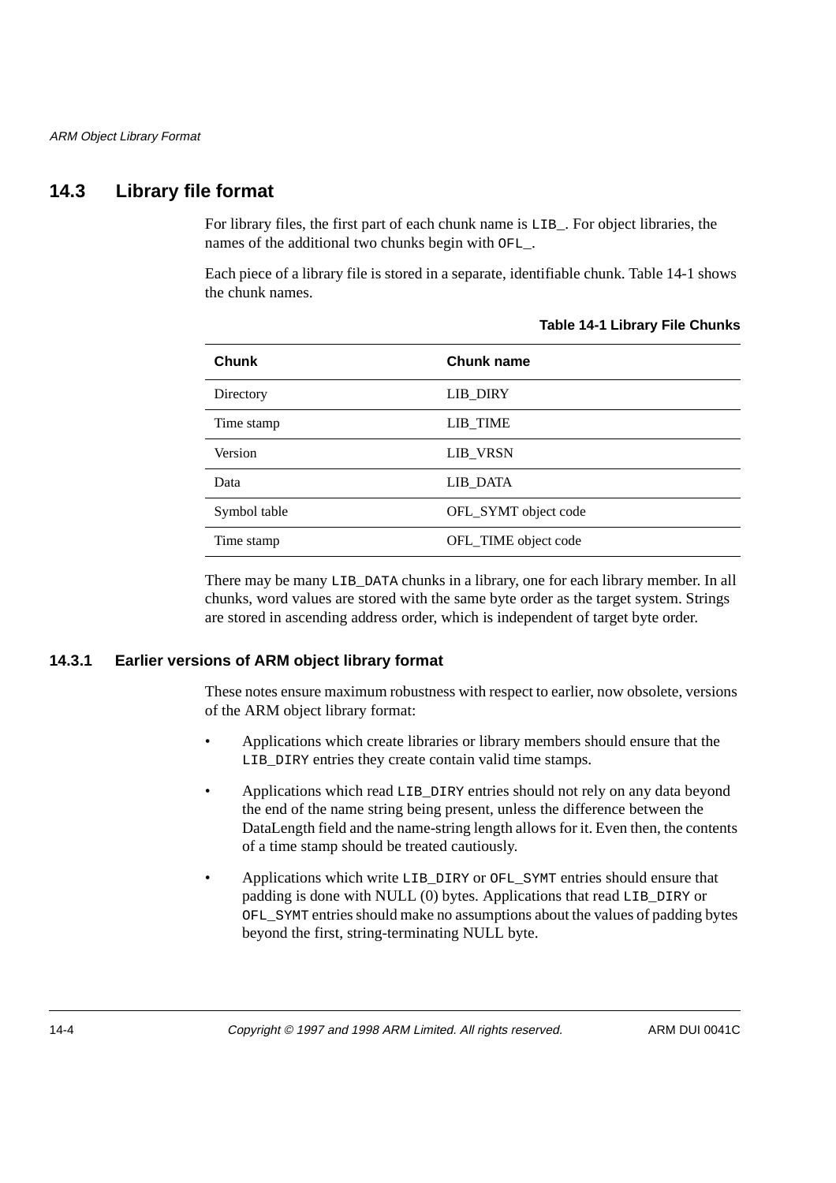## 14.3 Library file format

For library files, the first part of each chunk name is `LIB_`. For object libraries, the names of the additional two chunks begin with `OFL_`.

Each piece of a library file is stored in a separate, identifiable chunk. Table 14-1 shows the chunk names.

**Table 14-1 Library File Chunks**

| Chunk | Chunk name |
|---|---|
| Directory | LIB_DIRY |
| Time stamp | LIB_TIME |
| Version | LIB_VRSN |
| Data | LIB_DATA |
| Symbol table | OFL_SYMT object code |
| Time stamp | OFL_TIME object code |

There may be many `LIB_DATA` chunks in a library, one for each library member. In all chunks, word values are stored with the same byte order as the target system. Strings are stored in ascending address order, which is independent of target byte order.

### 14.3.1 Earlier versions of ARM object library format

These notes ensure maximum robustness with respect to earlier, now obsolete, versions of the ARM object library format:

- Applications which create libraries or library members should ensure that the `LIB_DIRY` entries they create contain valid time stamps.
- Applications which read `LIB_DIRY` entries should not rely on any data beyond the end of the name string being present, unless the difference between the DataLength field and the name-string length allows for it. Even then, the contents of a time stamp should be treated cautiously.
- Applications which write `LIB_DIRY` or `OFL_SYMT` entries should ensure that padding is done with NULL (0) bytes. Applications that read `LIB_DIRY` or `OFL_SYMT` entries should make no assumptions about the values of padding bytes beyond the first, string-terminating NULL byte.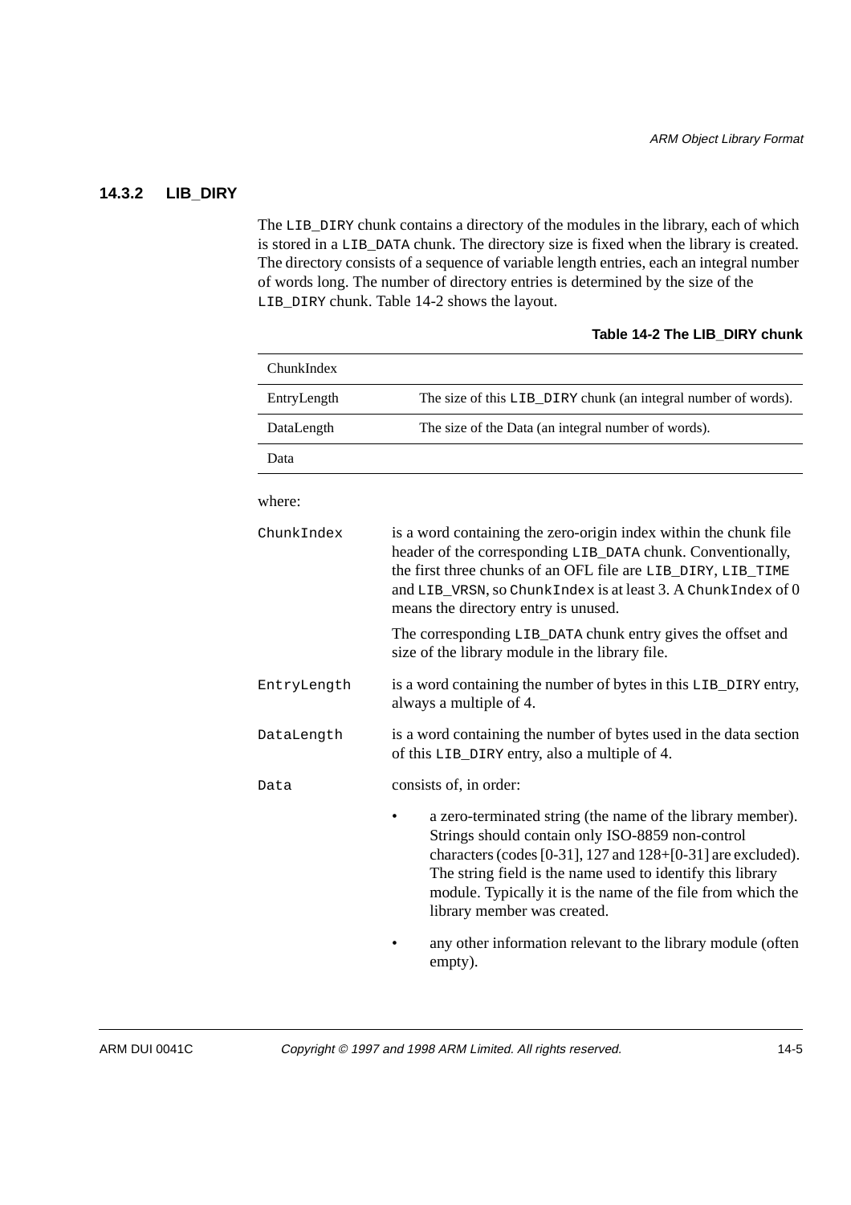### 14.3.2 LIB_DIRY

The `LIB_DIRY` chunk contains a directory of the modules in the library, each of which is stored in a `LIB_DATA` chunk. The directory size is fixed when the library is created. The directory consists of a sequence of variable length entries, each an integral number of words long. The number of directory entries is determined by the size of the `LIB_DIRY` chunk. Table 14-2 shows the layout.

**Table 14-2 The LIB_DIRY chunk**

| | |
|---|---|
| ChunkIndex | |
| EntryLength | The size of this `LIB_DIRY` chunk (an integral number of words). |
| DataLength | The size of the Data (an integral number of words). |
| Data | |

where:

`ChunkIndex`
: is a word containing the zero-origin index within the chunk file header of the corresponding `LIB_DATA` chunk. Conventionally, the first three chunks of an OFL file are `LIB_DIRY`, `LIB_TIME` and `LIB_VRSN`, so `ChunkIndex` is at least 3. A `ChunkIndex` of 0 means the directory entry is unused.

  The corresponding `LIB_DATA` chunk entry gives the offset and size of the library module in the library file.

`EntryLength`
: is a word containing the number of bytes in this `LIB_DIRY` entry, always a multiple of 4.

`DataLength`
: is a word containing the number of bytes used in the data section of this `LIB_DIRY` entry, also a multiple of 4.

`Data`
: consists of, in order:

  - a zero-terminated string (the name of the library member). Strings should contain only ISO-8859 non-control characters (codes [0-31], 127 and 128+[0-31] are excluded). The string field is the name used to identify this library module. Typically it is the name of the file from which the library member was created.
  - any other information relevant to the library module (often empty).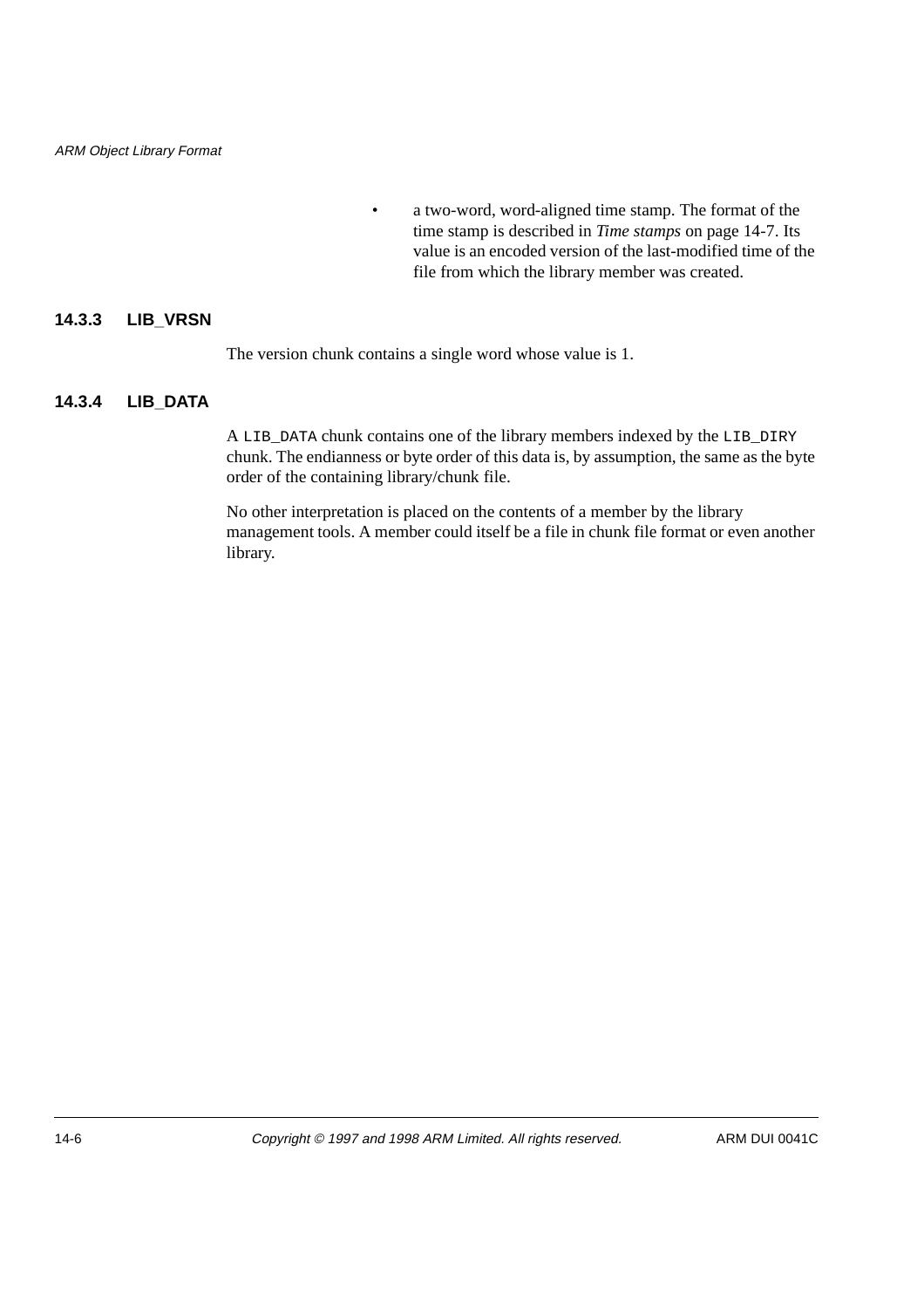- a two-word, word-aligned time stamp. The format of the time stamp is described in *Time stamps* on page 14-7. Its value is an encoded version of the last-modified time of the file from which the library member was created.

### 14.3.3 LIB_VRSN

The version chunk contains a single word whose value is 1.

### 14.3.4 LIB_DATA

A `LIB_DATA` chunk contains one of the library members indexed by the `LIB_DIRY` chunk. The endianness or byte order of this data is, by assumption, the same as the byte order of the containing library/chunk file.

No other interpretation is placed on the contents of a member by the library management tools. A member could itself be a file in chunk file format or even another library.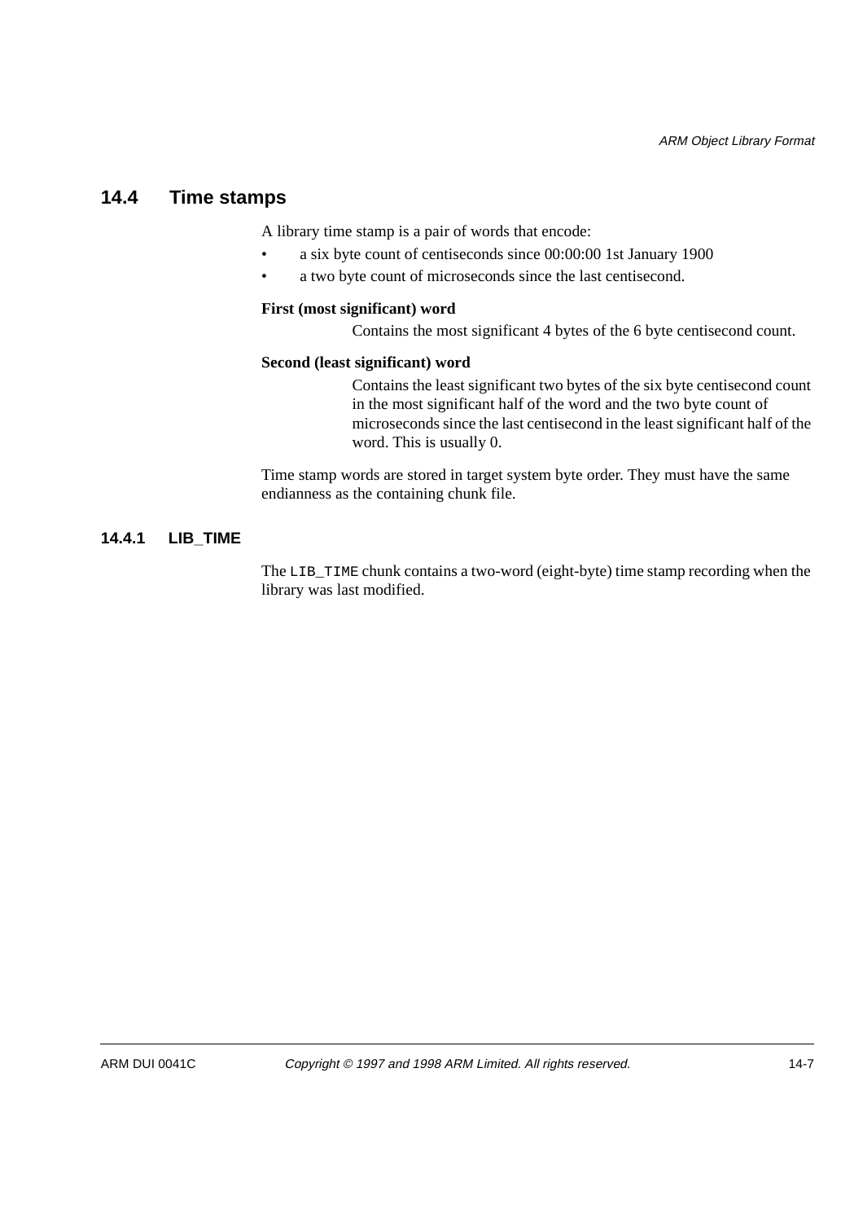## 14.4 Time stamps

A library time stamp is a pair of words that encode:

- a six byte count of centiseconds since 00:00:00 1st January 1900
- a two byte count of microseconds since the last centisecond.

**First (most significant) word**

Contains the most significant 4 bytes of the 6 byte centisecond count.

**Second (least significant) word**

Contains the least significant two bytes of the six byte centisecond count in the most significant half of the word and the two byte count of microseconds since the last centisecond in the least significant half of the word. This is usually 0.

Time stamp words are stored in target system byte order. They must have the same endianness as the containing chunk file.

### 14.4.1 LIB_TIME

The `LIB_TIME` chunk contains a two-word (eight-byte) time stamp recording when the library was last modified.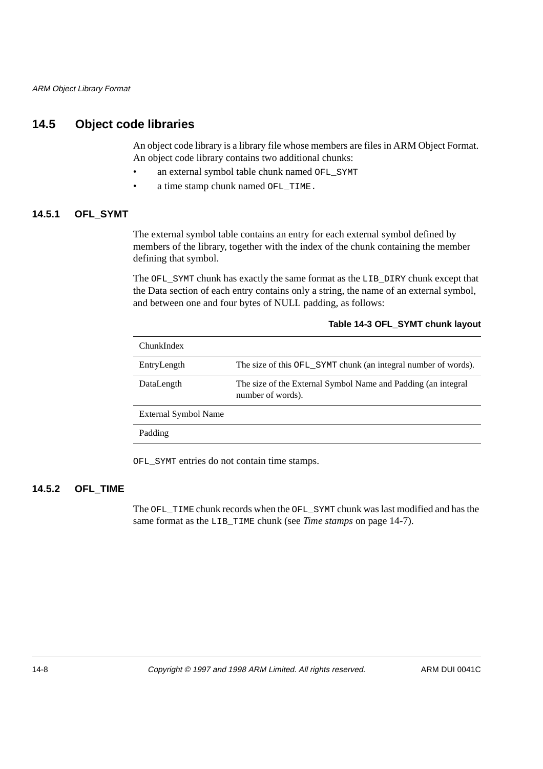## 14.5 Object code libraries

An object code library is a library file whose members are files in ARM Object Format. An object code library contains two additional chunks:

- an external symbol table chunk named `OFL_SYMT`
- a time stamp chunk named `OFL_TIME`.

### 14.5.1 OFL_SYMT

The external symbol table contains an entry for each external symbol defined by members of the library, together with the index of the chunk containing the member defining that symbol.

The `OFL_SYMT` chunk has exactly the same format as the `LIB_DIRY` chunk except that the Data section of each entry contains only a string, the name of an external symbol, and between one and four bytes of NULL padding, as follows:

**Table 14-3 OFL_SYMT chunk layout**

| | |
|---|---|
| ChunkIndex | |
| EntryLength | The size of this `OFL_SYMT` chunk (an integral number of words). |
| DataLength | The size of the External Symbol Name and Padding (an integral number of words). |
| External Symbol Name | |
| Padding | |

`OFL_SYMT` entries do not contain time stamps.

### 14.5.2 OFL_TIME

The `OFL_TIME` chunk records when the `OFL_SYMT` chunk was last modified and has the same format as the `LIB_TIME` chunk (see *Time stamps* on page 14-7).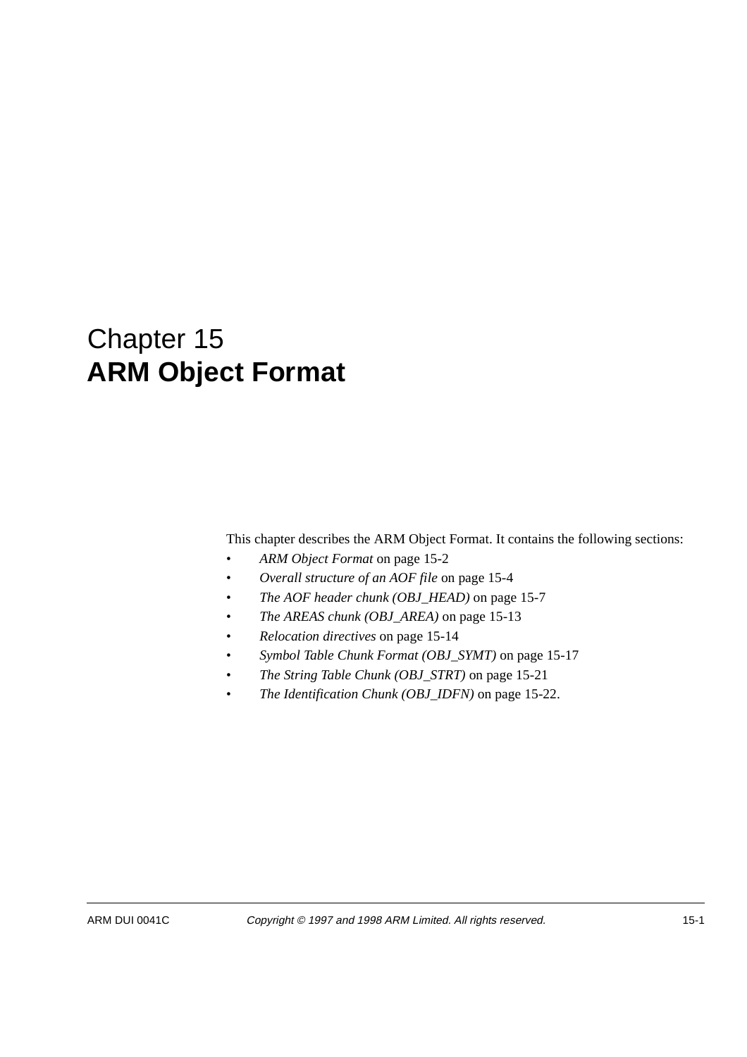# Chapter 15
# **ARM Object Format**

This chapter describes the ARM Object Format. It contains the following sections:

- *ARM Object Format* on page 15-2
- *Overall structure of an AOF file* on page 15-4
- *The AOF header chunk (OBJ_HEAD)* on page 15-7
- *The AREAS chunk (OBJ_AREA)* on page 15-13
- *Relocation directives* on page 15-14
- *Symbol Table Chunk Format (OBJ_SYMT)* on page 15-17
- *The String Table Chunk (OBJ_STRT)* on page 15-21
- *The Identification Chunk (OBJ_IDFN)* on page 15-22.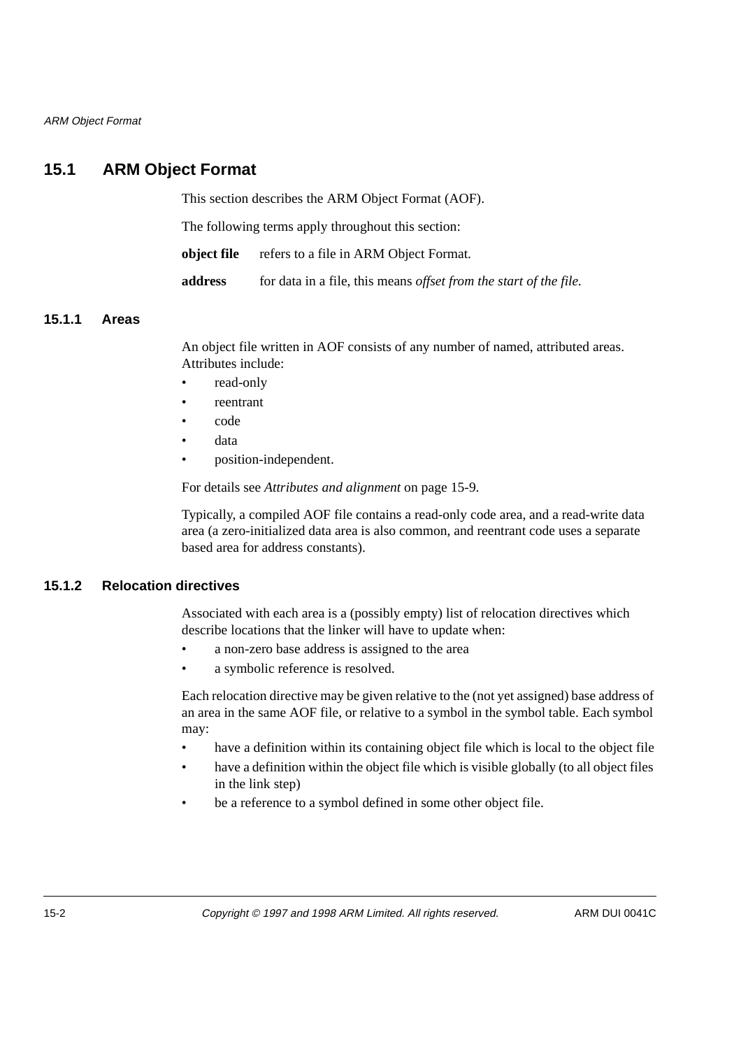## 15.1 ARM Object Format

This section describes the ARM Object Format (AOF).

The following terms apply throughout this section:

**object file** refers to a file in ARM Object Format.

**address** for data in a file, this means *offset from the start of the file.*

### 15.1.1 Areas

An object file written in AOF consists of any number of named, attributed areas. Attributes include:

- read-only
- reentrant
- code
- data
- position-independent.

For details see *Attributes and alignment* on page 15-9.

Typically, a compiled AOF file contains a read-only code area, and a read-write data area (a zero-initialized data area is also common, and reentrant code uses a separate based area for address constants).

### 15.1.2 Relocation directives

Associated with each area is a (possibly empty) list of relocation directives which describe locations that the linker will have to update when:

- a non-zero base address is assigned to the area
- a symbolic reference is resolved.

Each relocation directive may be given relative to the (not yet assigned) base address of an area in the same AOF file, or relative to a symbol in the symbol table. Each symbol may:

- have a definition within its containing object file which is local to the object file
- have a definition within the object file which is visible globally (to all object files in the link step)
- be a reference to a symbol defined in some other object file.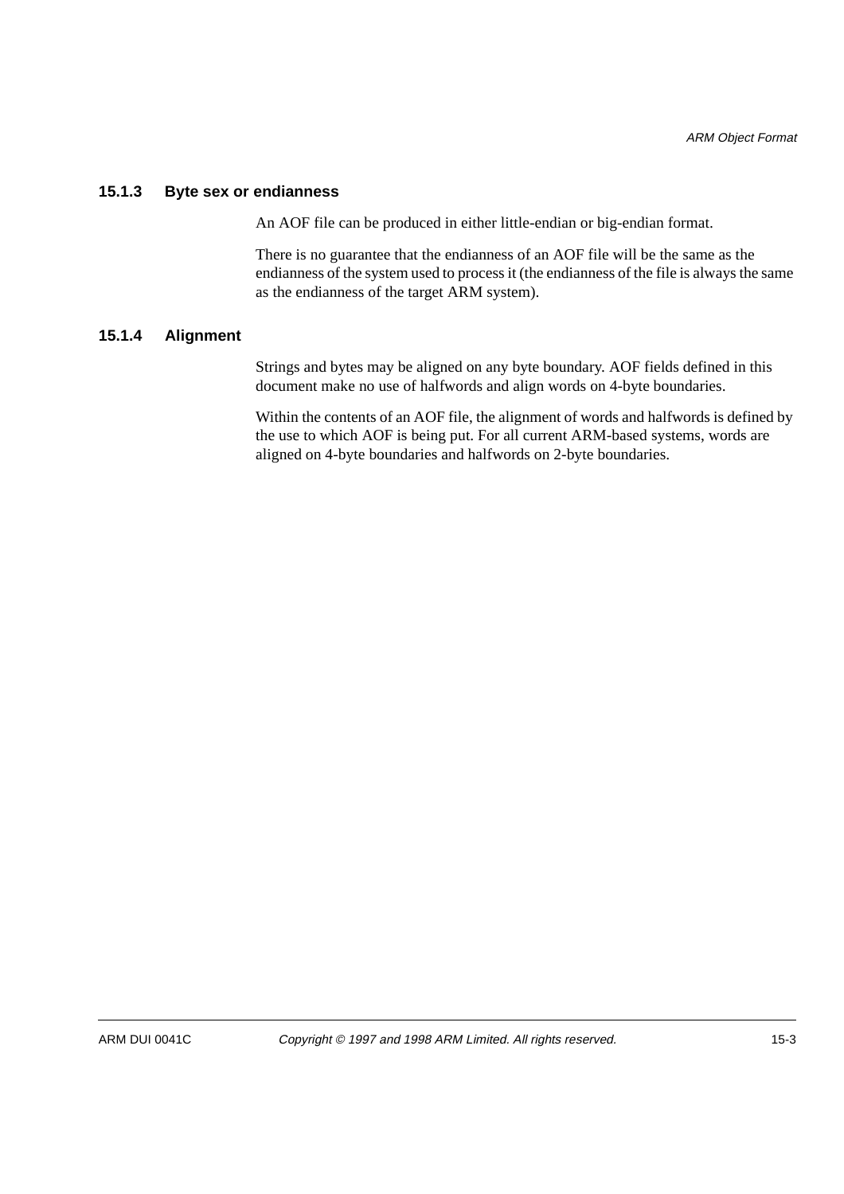### 15.1.3 Byte sex or endianness

An AOF file can be produced in either little-endian or big-endian format.

There is no guarantee that the endianness of an AOF file will be the same as the endianness of the system used to process it (the endianness of the file is always the same as the endianness of the target ARM system).

### 15.1.4 Alignment

Strings and bytes may be aligned on any byte boundary. AOF fields defined in this document make no use of halfwords and align words on 4-byte boundaries.

Within the contents of an AOF file, the alignment of words and halfwords is defined by the use to which AOF is being put. For all current ARM-based systems, words are aligned on 4-byte boundaries and halfwords on 2-byte boundaries.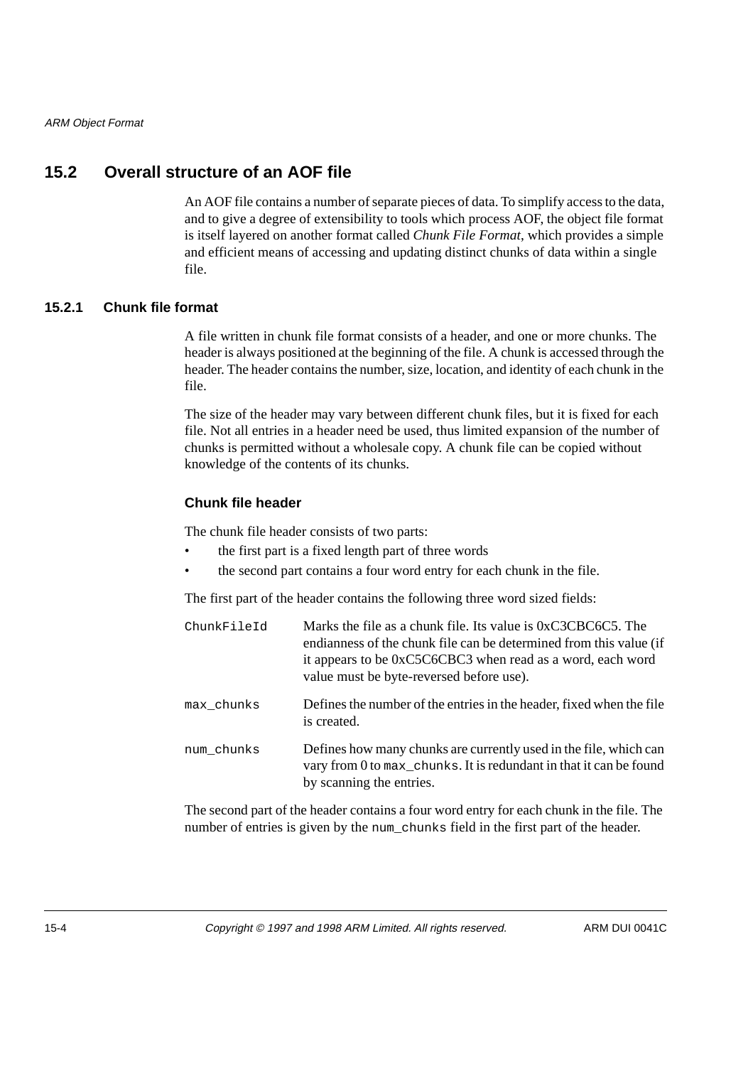## 15.2 Overall structure of an AOF file

An AOF file contains a number of separate pieces of data. To simplify access to the data, and to give a degree of extensibility to tools which process AOF, the object file format is itself layered on another format called *Chunk File Format*, which provides a simple and efficient means of accessing and updating distinct chunks of data within a single file.

### 15.2.1 Chunk file format

A file written in chunk file format consists of a header, and one or more chunks. The header is always positioned at the beginning of the file. A chunk is accessed through the header. The header contains the number, size, location, and identity of each chunk in the file.

The size of the header may vary between different chunk files, but it is fixed for each file. Not all entries in a header need be used, thus limited expansion of the number of chunks is permitted without a wholesale copy. A chunk file can be copied without knowledge of the contents of its chunks.

#### Chunk file header

The chunk file header consists of two parts:

- the first part is a fixed length part of three words
- the second part contains a four word entry for each chunk in the file.

The first part of the header contains the following three word sized fields:

| | |
|---|---|
| `ChunkFileId` | Marks the file as a chunk file. Its value is 0xC3CBC6C5. The endianness of the chunk file can be determined from this value (if it appears to be 0xC5C6CBC3 when read as a word, each word value must be byte-reversed before use). |
| `max_chunks` | Defines the number of the entries in the header, fixed when the file is created. |
| `num_chunks` | Defines how many chunks are currently used in the file, which can vary from 0 to `max_chunks`. It is redundant in that it can be found by scanning the entries. |

The second part of the header contains a four word entry for each chunk in the file. The number of entries is given by the `num_chunks` field in the first part of the header.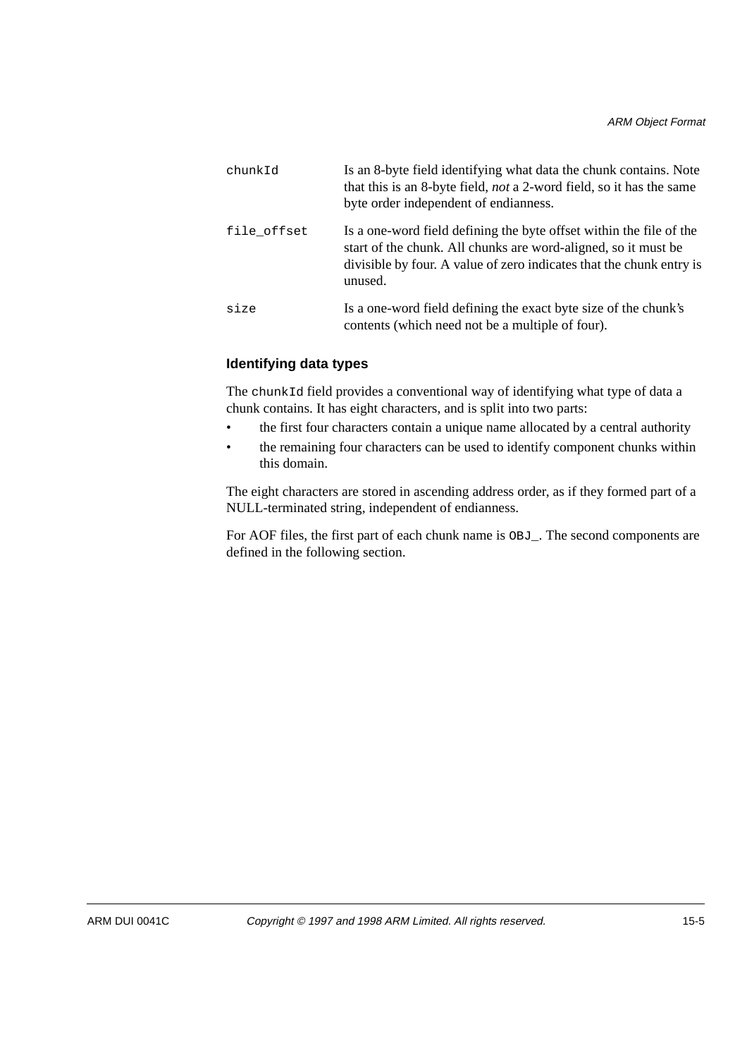| | |
|---|---|
| `chunkId` | Is an 8-byte field identifying what data the chunk contains. Note that this is an 8-byte field, *not* a 2-word field, so it has the same byte order independent of endianness. |
| `file_offset` | Is a one-word field defining the byte offset within the file of the start of the chunk. All chunks are word-aligned, so it must be divisible by four. A value of zero indicates that the chunk entry is unused. |
| `size` | Is a one-word field defining the exact byte size of the chunk's contents (which need not be a multiple of four). |

### Identifying data types

The `chunkId` field provides a conventional way of identifying what type of data a chunk contains. It has eight characters, and is split into two parts:

- the first four characters contain a unique name allocated by a central authority
- the remaining four characters can be used to identify component chunks within this domain.

The eight characters are stored in ascending address order, as if they formed part of a NULL-terminated string, independent of endianness.

For AOF files, the first part of each chunk name is `OBJ_`. The second components are defined in the following section.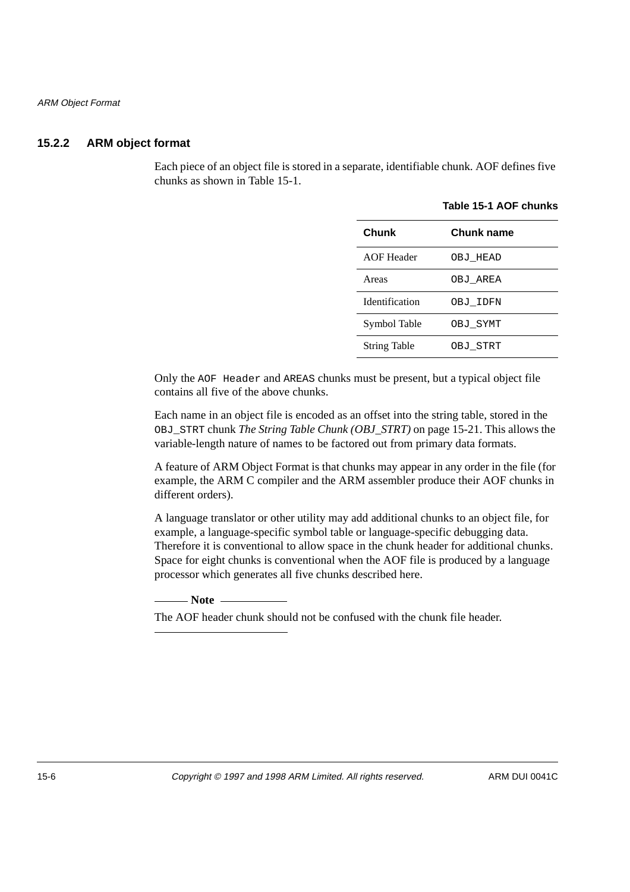### 15.2.2 ARM object format

Each piece of an object file is stored in a separate, identifiable chunk. AOF defines five chunks as shown in Table 15-1.

**Table 15-1 AOF chunks**

| Chunk | Chunk name |
| --- | --- |
| AOF Header | `OBJ_HEAD` |
| Areas | `OBJ_AREA` |
| Identification | `OBJ_IDFN` |
| Symbol Table | `OBJ_SYMT` |
| String Table | `OBJ_STRT` |

Only the `AOF Header` and `AREAS` chunks must be present, but a typical object file contains all five of the above chunks.

Each name in an object file is encoded as an offset into the string table, stored in the `OBJ_STRT` chunk *The String Table Chunk (OBJ_STRT)* on page 15-21. This allows the variable-length nature of names to be factored out from primary data formats.

A feature of ARM Object Format is that chunks may appear in any order in the file (for example, the ARM C compiler and the ARM assembler produce their AOF chunks in different orders).

A language translator or other utility may add additional chunks to an object file, for example, a language-specific symbol table or language-specific debugging data. Therefore it is conventional to allow space in the chunk header for additional chunks. Space for eight chunks is conventional when the AOF file is produced by a language processor which generates all five chunks described here.

**Note**

The AOF header chunk should not be confused with the chunk file header.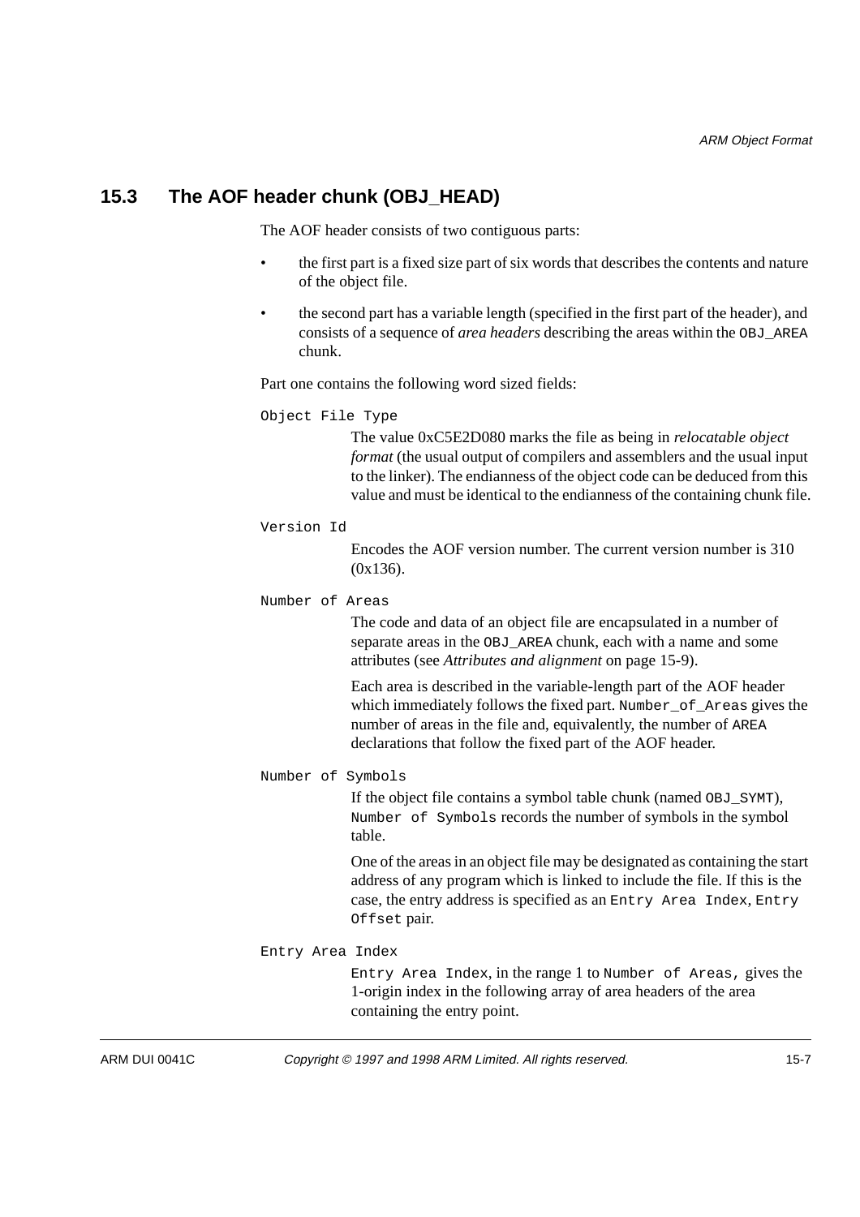## 15.3 The AOF header chunk (OBJ_HEAD)

The AOF header consists of two contiguous parts:

- the first part is a fixed size part of six words that describes the contents and nature of the object file.
- the second part has a variable length (specified in the first part of the header), and consists of a sequence of *area headers* describing the areas within the `OBJ_AREA` chunk.

Part one contains the following word sized fields:

`Object File Type`

The value 0xC5E2D080 marks the file as being in *relocatable object format* (the usual output of compilers and assemblers and the usual input to the linker). The endianness of the object code can be deduced from this value and must be identical to the endianness of the containing chunk file.

`Version Id`

Encodes the AOF version number. The current version number is 310 (0x136).

`Number of Areas`

The code and data of an object file are encapsulated in a number of separate areas in the `OBJ_AREA` chunk, each with a name and some attributes (see *Attributes and alignment* on page 15-9).

Each area is described in the variable-length part of the AOF header which immediately follows the fixed part. `Number_of_Areas` gives the number of areas in the file and, equivalently, the number of `AREA` declarations that follow the fixed part of the AOF header.

`Number of Symbols`

If the object file contains a symbol table chunk (named `OBJ_SYMT`), `Number of Symbols` records the number of symbols in the symbol table.

One of the areas in an object file may be designated as containing the start address of any program which is linked to include the file. If this is the case, the entry address is specified as an `Entry Area Index`, `Entry Offset` pair.

`Entry Area Index`

`Entry Area Index`, in the range 1 to `Number of Areas,` gives the 1-origin index in the following array of area headers of the area containing the entry point.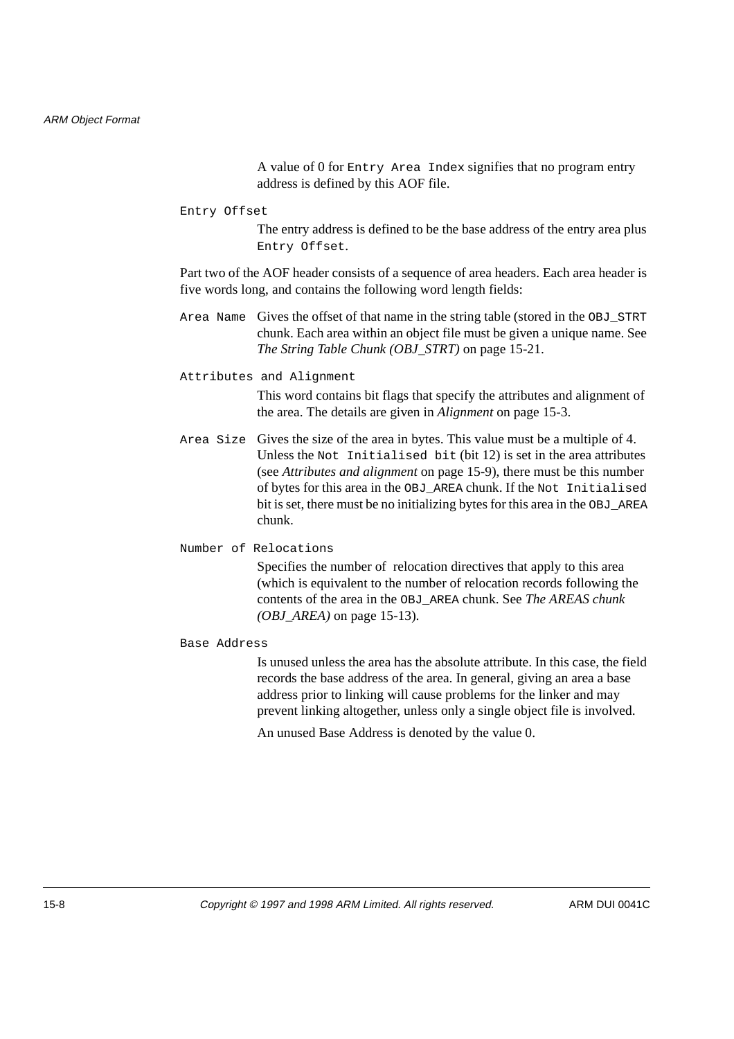A value of 0 for `Entry Area Index` signifies that no program entry address is defined by this AOF file.

`Entry Offset`

The entry address is defined to be the base address of the entry area plus `Entry Offset`.

Part two of the AOF header consists of a sequence of area headers. Each area header is five words long, and contains the following word length fields:

`Area Name` Gives the offset of that name in the string table (stored in the `OBJ_STRT` chunk. Each area within an object file must be given a unique name. See *The String Table Chunk (OBJ_STRT)* on page 15-21.

`Attributes and Alignment`

This word contains bit flags that specify the attributes and alignment of the area. The details are given in *Alignment* on page 15-3.

`Area Size` Gives the size of the area in bytes. This value must be a multiple of 4. Unless the `Not Initialised bit` (bit 12) is set in the area attributes (see *Attributes and alignment* on page 15-9), there must be this number of bytes for this area in the `OBJ_AREA` chunk. If the `Not Initialised` bit is set, there must be no initializing bytes for this area in the `OBJ_AREA` chunk.

`Number of Relocations`

Specifies the number of relocation directives that apply to this area (which is equivalent to the number of relocation records following the contents of the area in the `OBJ_AREA` chunk. See *The AREAS chunk (OBJ_AREA)* on page 15-13).

`Base Address`

Is unused unless the area has the absolute attribute. In this case, the field records the base address of the area. In general, giving an area a base address prior to linking will cause problems for the linker and may prevent linking altogether, unless only a single object file is involved.

An unused Base Address is denoted by the value 0.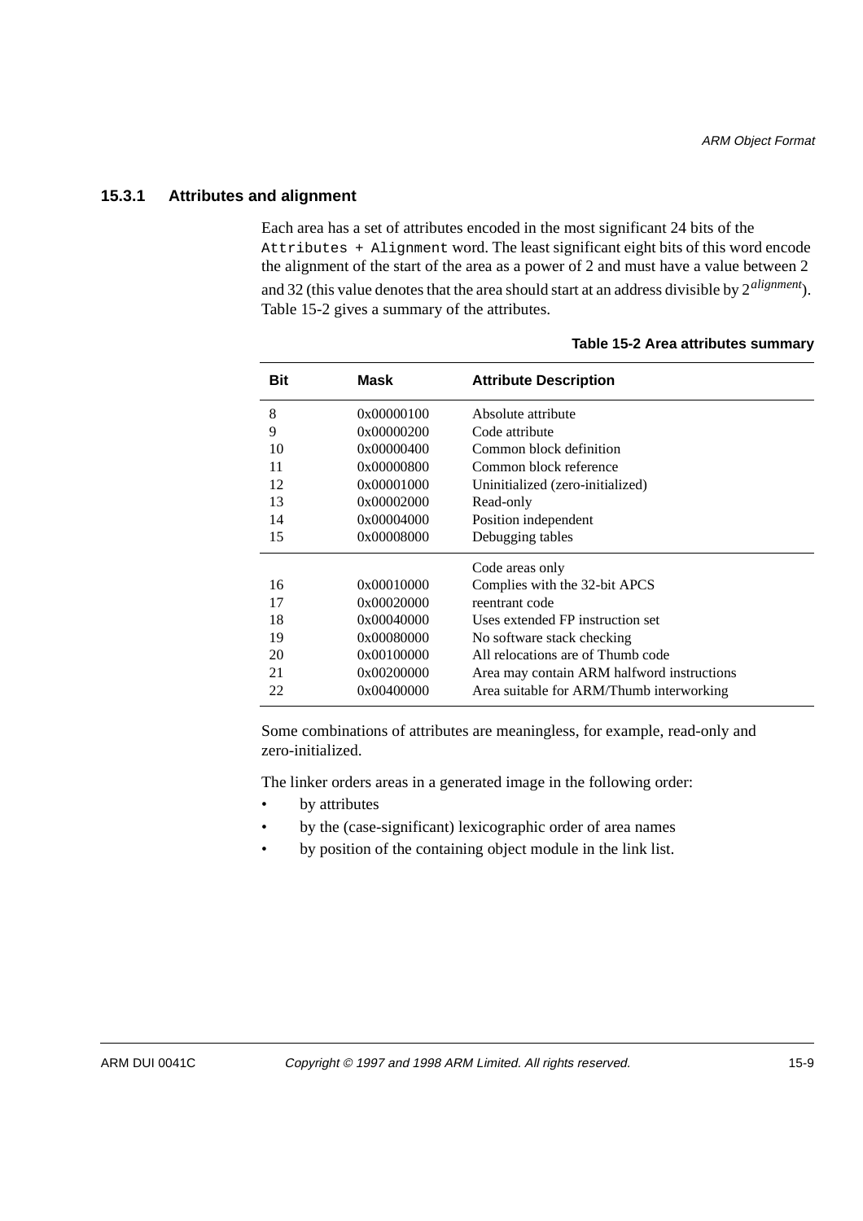### 15.3.1 Attributes and alignment

Each area has a set of attributes encoded in the most significant 24 bits of the `Attributes + Alignment` word. The least significant eight bits of this word encode the alignment of the start of the area as a power of 2 and must have a value between 2 and 32 (this value denotes that the area should start at an address divisible by $2^{alignment}$). Table 15-2 gives a summary of the attributes.

**Table 15-2 Area attributes summary**

| Bit | Mask | Attribute Description |
|---|---|---|
| 8 | 0x00000100 | Absolute attribute |
| 9 | 0x00000200 | Code attribute |
| 10 | 0x00000400 | Common block definition |
| 11 | 0x00000800 | Common block reference |
| 12 | 0x00001000 | Uninitialized (zero-initialized) |
| 13 | 0x00002000 | Read-only |
| 14 | 0x00004000 | Position independent |
| 15 | 0x00008000 | Debugging tables |
| | | Code areas only |
| 16 | 0x00010000 | Complies with the 32-bit APCS |
| 17 | 0x00020000 | reentrant code |
| 18 | 0x00040000 | Uses extended FP instruction set |
| 19 | 0x00080000 | No software stack checking |
| 20 | 0x00100000 | All relocations are of Thumb code |
| 21 | 0x00200000 | Area may contain ARM halfword instructions |
| 22 | 0x00400000 | Area suitable for ARM/Thumb interworking |

Some combinations of attributes are meaningless, for example, read-only and zero-initialized.

The linker orders areas in a generated image in the following order:

- by attributes
- by the (case-significant) lexicographic order of area names
- by position of the containing object module in the link list.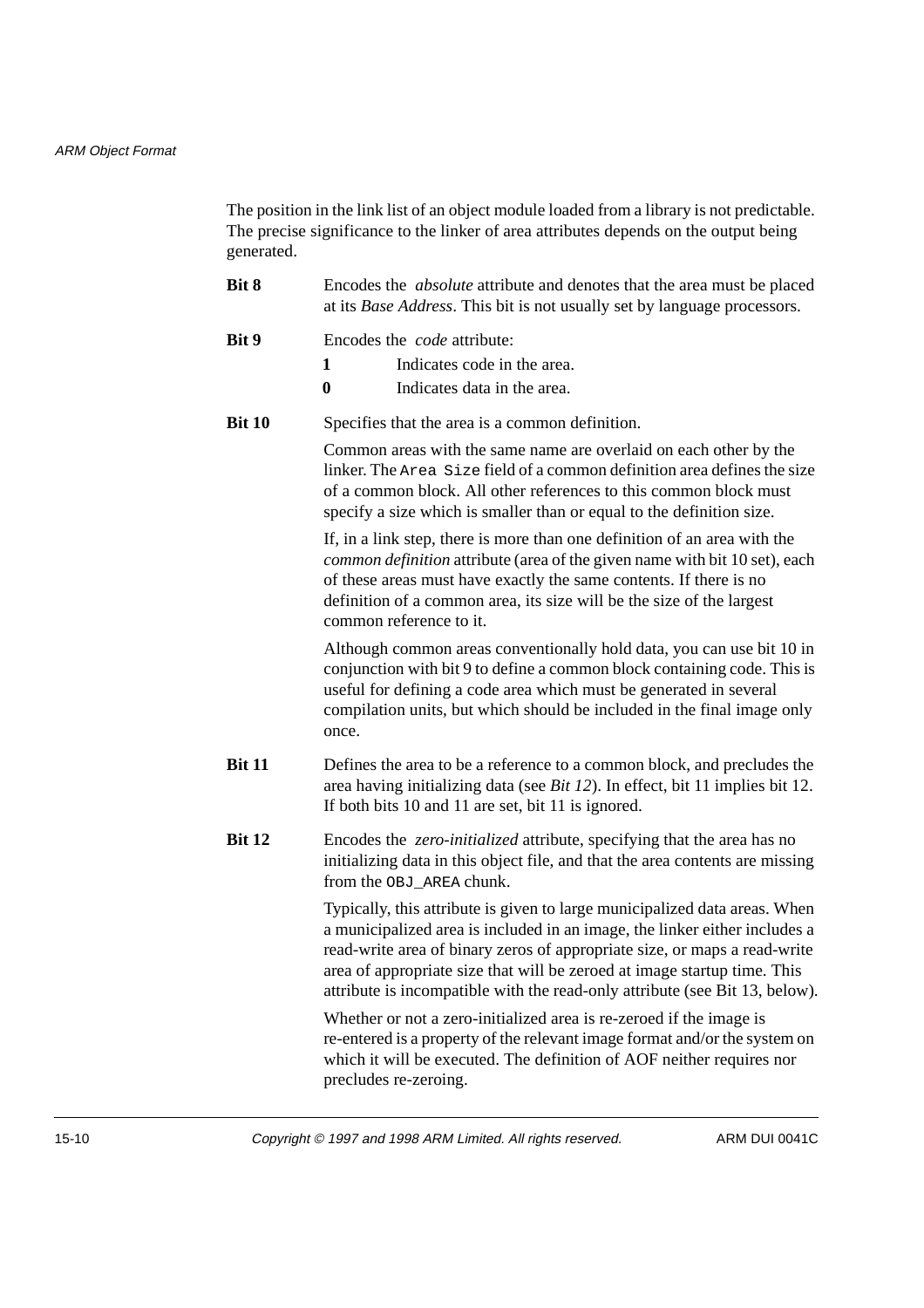The position in the link list of an object module loaded from a library is not predictable. The precise significance to the linker of area attributes depends on the output being generated.

**Bit 8** Encodes the *absolute* attribute and denotes that the area must be placed at its *Base Address*. This bit is not usually set by language processors.

**Bit 9** Encodes the *code* attribute:

- **1** Indicates code in the area.
- **0** Indicates data in the area.

**Bit 10** Specifies that the area is a common definition.

Common areas with the same name are overlaid on each other by the linker. The `Area Size` field of a common definition area defines the size of a common block. All other references to this common block must specify a size which is smaller than or equal to the definition size.

If, in a link step, there is more than one definition of an area with the *common definition* attribute (area of the given name with bit 10 set), each of these areas must have exactly the same contents. If there is no definition of a common area, its size will be the size of the largest common reference to it.

Although common areas conventionally hold data, you can use bit 10 in conjunction with bit 9 to define a common block containing code. This is useful for defining a code area which must be generated in several compilation units, but which should be included in the final image only once.

**Bit 11** Defines the area to be a reference to a common block, and precludes the area having initializing data (see *Bit 12*). In effect, bit 11 implies bit 12. If both bits 10 and 11 are set, bit 11 is ignored.

**Bit 12** Encodes the *zero-initialized* attribute, specifying that the area has no initializing data in this object file, and that the area contents are missing from the `OBJ_AREA` chunk.

Typically, this attribute is given to large municipalized data areas. When a municipalized area is included in an image, the linker either includes a read-write area of binary zeros of appropriate size, or maps a read-write area of appropriate size that will be zeroed at image startup time. This attribute is incompatible with the read-only attribute (see Bit 13, below).

Whether or not a zero-initialized area is re-zeroed if the image is re-entered is a property of the relevant image format and/or the system on which it will be executed. The definition of AOF neither requires nor precludes re-zeroing.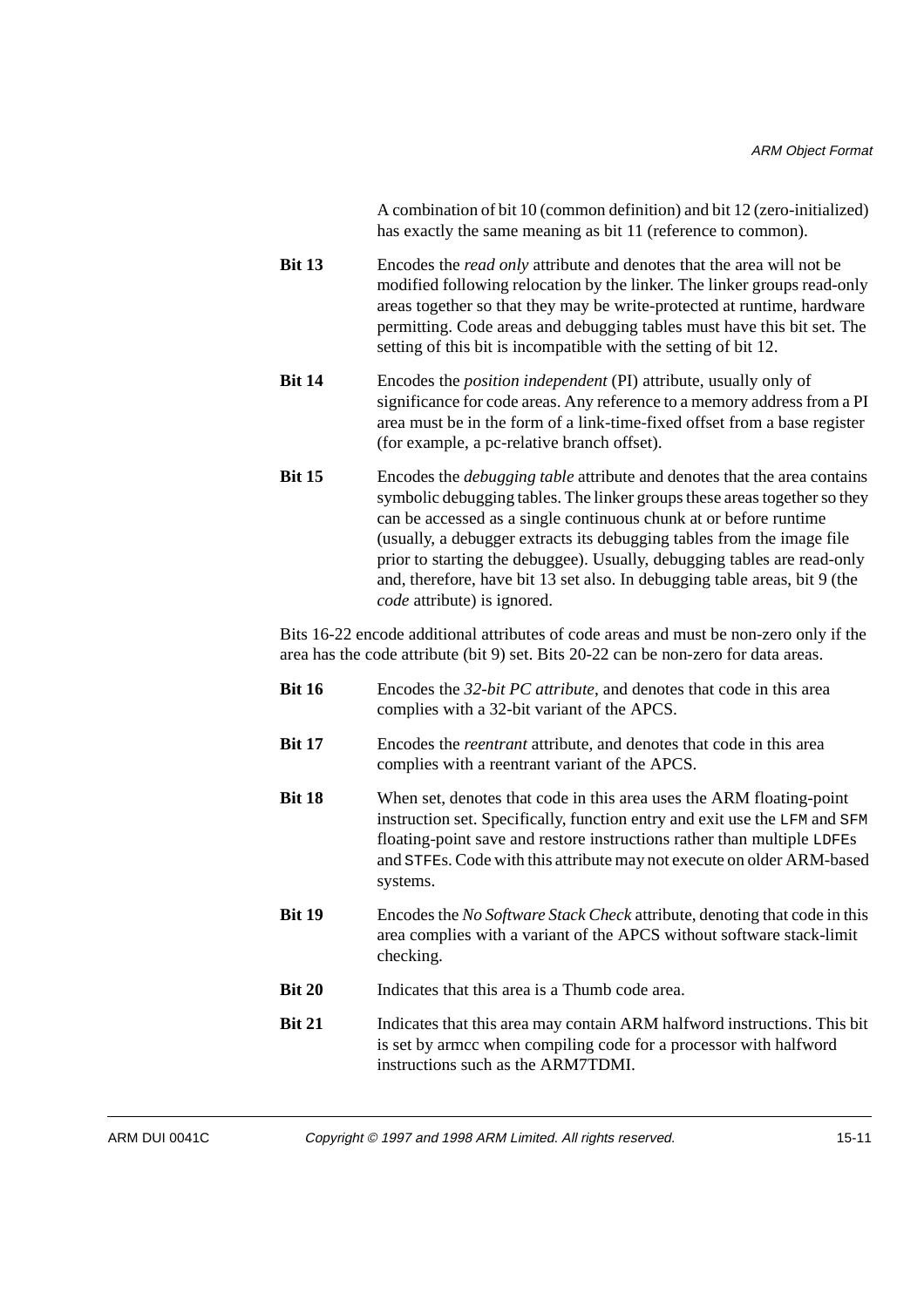A combination of bit 10 (common definition) and bit 12 (zero-initialized) has exactly the same meaning as bit 11 (reference to common).

**Bit 13** Encodes the *read only* attribute and denotes that the area will not be modified following relocation by the linker. The linker groups read-only areas together so that they may be write-protected at runtime, hardware permitting. Code areas and debugging tables must have this bit set. The setting of this bit is incompatible with the setting of bit 12.

**Bit 14** Encodes the *position independent* (PI) attribute, usually only of significance for code areas. Any reference to a memory address from a PI area must be in the form of a link-time-fixed offset from a base register (for example, a pc-relative branch offset).

**Bit 15** Encodes the *debugging table* attribute and denotes that the area contains symbolic debugging tables. The linker groups these areas together so they can be accessed as a single continuous chunk at or before runtime (usually, a debugger extracts its debugging tables from the image file prior to starting the debuggee). Usually, debugging tables are read-only and, therefore, have bit 13 set also. In debugging table areas, bit 9 (the *code* attribute) is ignored.

Bits 16-22 encode additional attributes of code areas and must be non-zero only if the area has the code attribute (bit 9) set. Bits 20-22 can be non-zero for data areas.

**Bit 16** Encodes the *32-bit PC attribute*, and denotes that code in this area complies with a 32-bit variant of the APCS.

**Bit 17** Encodes the *reentrant* attribute, and denotes that code in this area complies with a reentrant variant of the APCS.

**Bit 18** When set, denotes that code in this area uses the ARM floating-point instruction set. Specifically, function entry and exit use the `LFM` and `SFM` floating-point save and restore instructions rather than multiple `LDFE`s and `STFE`s. Code with this attribute may not execute on older ARM-based systems.

**Bit 19** Encodes the *No Software Stack Check* attribute, denoting that code in this area complies with a variant of the APCS without software stack-limit checking.

**Bit 20** Indicates that this area is a Thumb code area.

**Bit 21** Indicates that this area may contain ARM halfword instructions. This bit is set by armcc when compiling code for a processor with halfword instructions such as the ARM7TDMI.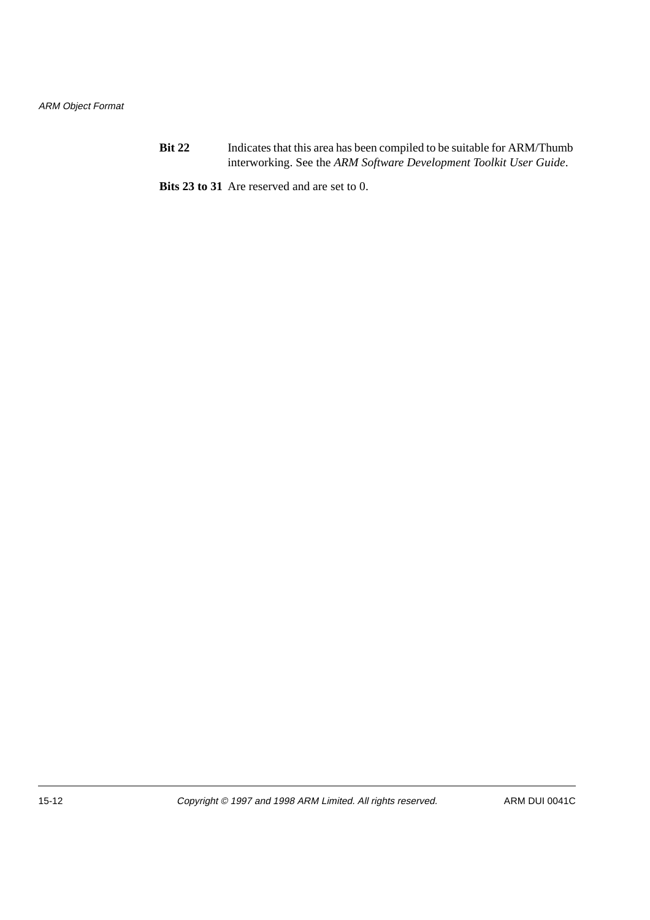**Bit 22** Indicates that this area has been compiled to be suitable for ARM/Thumb interworking. See the *ARM Software Development Toolkit User Guide*.

**Bits 23 to 31** Are reserved and are set to 0.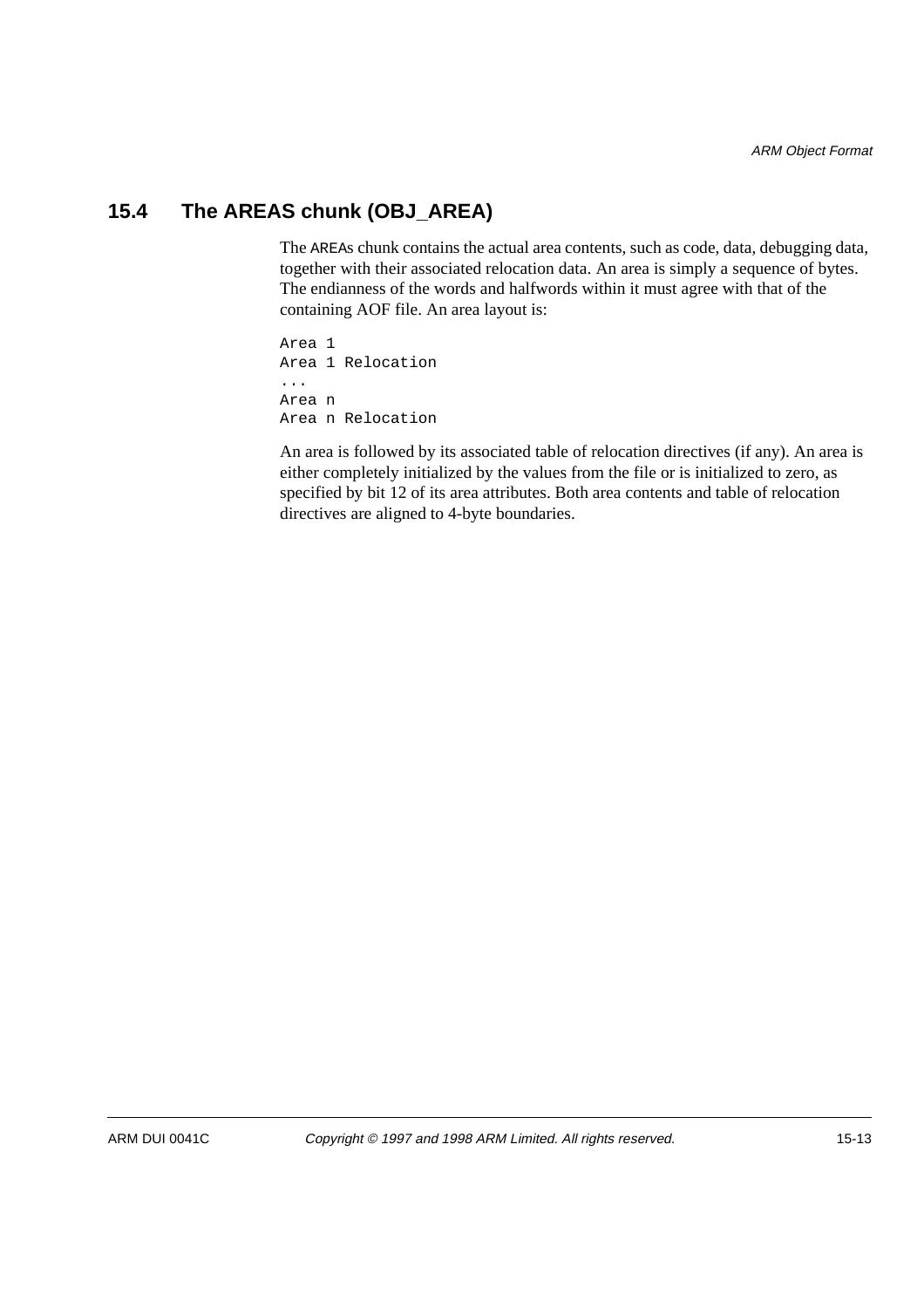## 15.4 The AREAS chunk (OBJ_AREA)

The AREAs chunk contains the actual area contents, such as code, data, debugging data, together with their associated relocation data. An area is simply a sequence of bytes. The endianness of the words and halfwords within it must agree with that of the containing AOF file. An area layout is:

```
Area 1
Area 1 Relocation
...
Area n
Area n Relocation
```

An area is followed by its associated table of relocation directives (if any). An area is either completely initialized by the values from the file or is initialized to zero, as specified by bit 12 of its area attributes. Both area contents and table of relocation directives are aligned to 4-byte boundaries.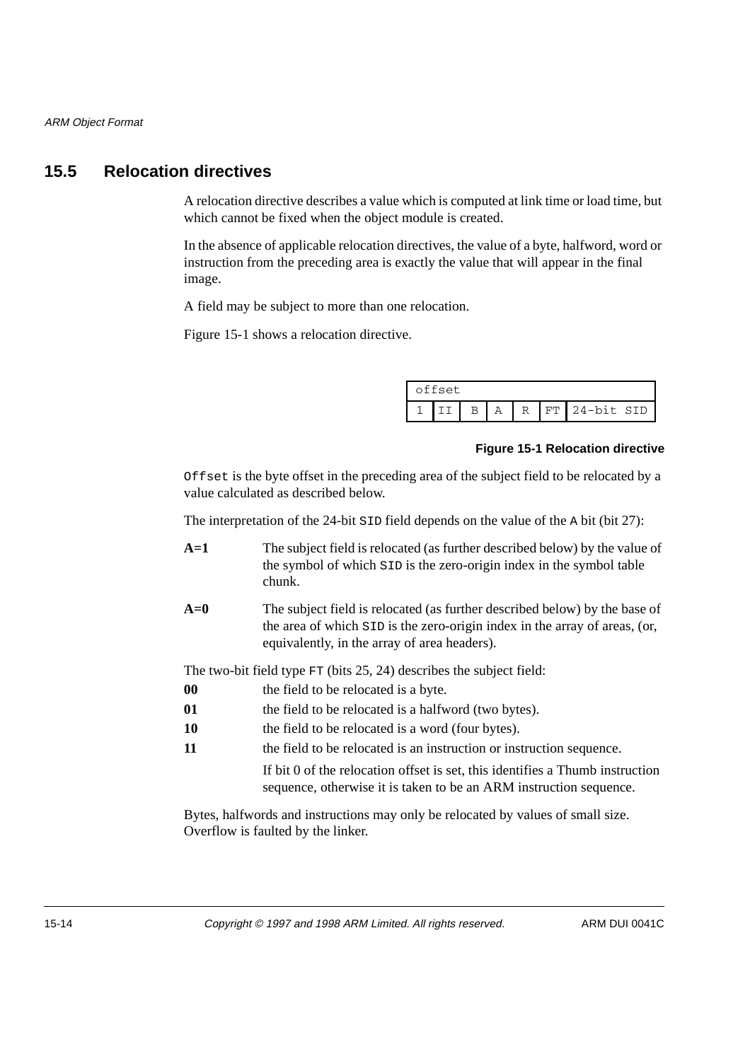## 15.5 Relocation directives

A relocation directive describes a value which is computed at link time or load time, but which cannot be fixed when the object module is created.

In the absence of applicable relocation directives, the value of a byte, halfword, word or instruction from the preceding area is exactly the value that will appear in the final image.

A field may be subject to more than one relocation.

Figure 15-1 shows a relocation directive.

| offset | | | | | | |
|---|---|---|---|---|---|---|
| 1 | II | B | A | R | FT | 24-bit SID |

**Figure 15-1 Relocation directive**

`Offset` is the byte offset in the preceding area of the subject field to be relocated by a value calculated as described below.

The interpretation of the 24-bit `SID` field depends on the value of the `A` bit (bit 27):

**A=1** The subject field is relocated (as further described below) by the value of the symbol of which `SID` is the zero-origin index in the symbol table chunk.

**A=0** The subject field is relocated (as further described below) by the base of the area of which `SID` is the zero-origin index in the array of areas, (or, equivalently, in the array of area headers).

The two-bit field type `FT` (bits 25, 24) describes the subject field:

**00** the field to be relocated is a byte.

**01** the field to be relocated is a halfword (two bytes).

**10** the field to be relocated is a word (four bytes).

**11** the field to be relocated is an instruction or instruction sequence.

If bit 0 of the relocation offset is set, this identifies a Thumb instruction sequence, otherwise it is taken to be an ARM instruction sequence.

Bytes, halfwords and instructions may only be relocated by values of small size. Overflow is faulted by the linker.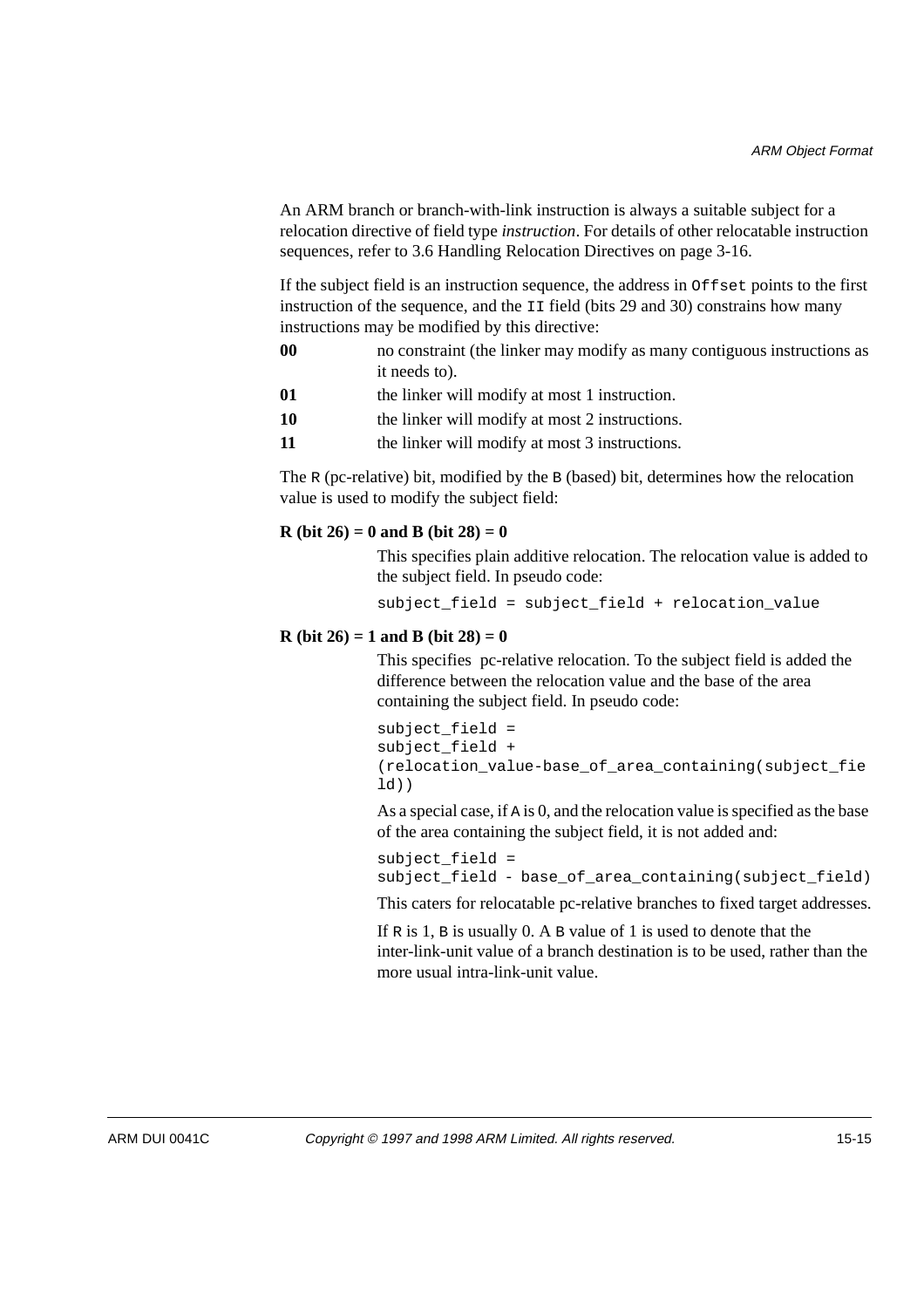An ARM branch or branch-with-link instruction is always a suitable subject for a relocation directive of field type *instruction*. For details of other relocatable instruction sequences, refer to 3.6 Handling Relocation Directives on page 3-16.

If the subject field is an instruction sequence, the address in `Offset` points to the first instruction of the sequence, and the `II` field (bits 29 and 30) constrains how many instructions may be modified by this directive:

**00** no constraint (the linker may modify as many contiguous instructions as it needs to).

**01** the linker will modify at most 1 instruction.

**10** the linker will modify at most 2 instructions.

**11** the linker will modify at most 3 instructions.

The `R` (pc-relative) bit, modified by the `B` (based) bit, determines how the relocation value is used to modify the subject field:

**R (bit 26) = 0 and B (bit 28) = 0**

This specifies plain additive relocation. The relocation value is added to the subject field. In pseudo code:

```
subject_field = subject_field + relocation_value
```

**R (bit 26) = 1 and B (bit 28) = 0**

This specifies pc-relative relocation. To the subject field is added the difference between the relocation value and the base of the area containing the subject field. In pseudo code:

```
subject_field =
subject_field +
(relocation_value-base_of_area_containing(subject_field))
```

As a special case, if `A` is 0, and the relocation value is specified as the base of the area containing the subject field, it is not added and:

```
subject_field =
subject_field - base_of_area_containing(subject_field)
```

This caters for relocatable pc-relative branches to fixed target addresses.

If `R` is 1, `B` is usually 0. A `B` value of 1 is used to denote that the inter-link-unit value of a branch destination is to be used, rather than the more usual intra-link-unit value.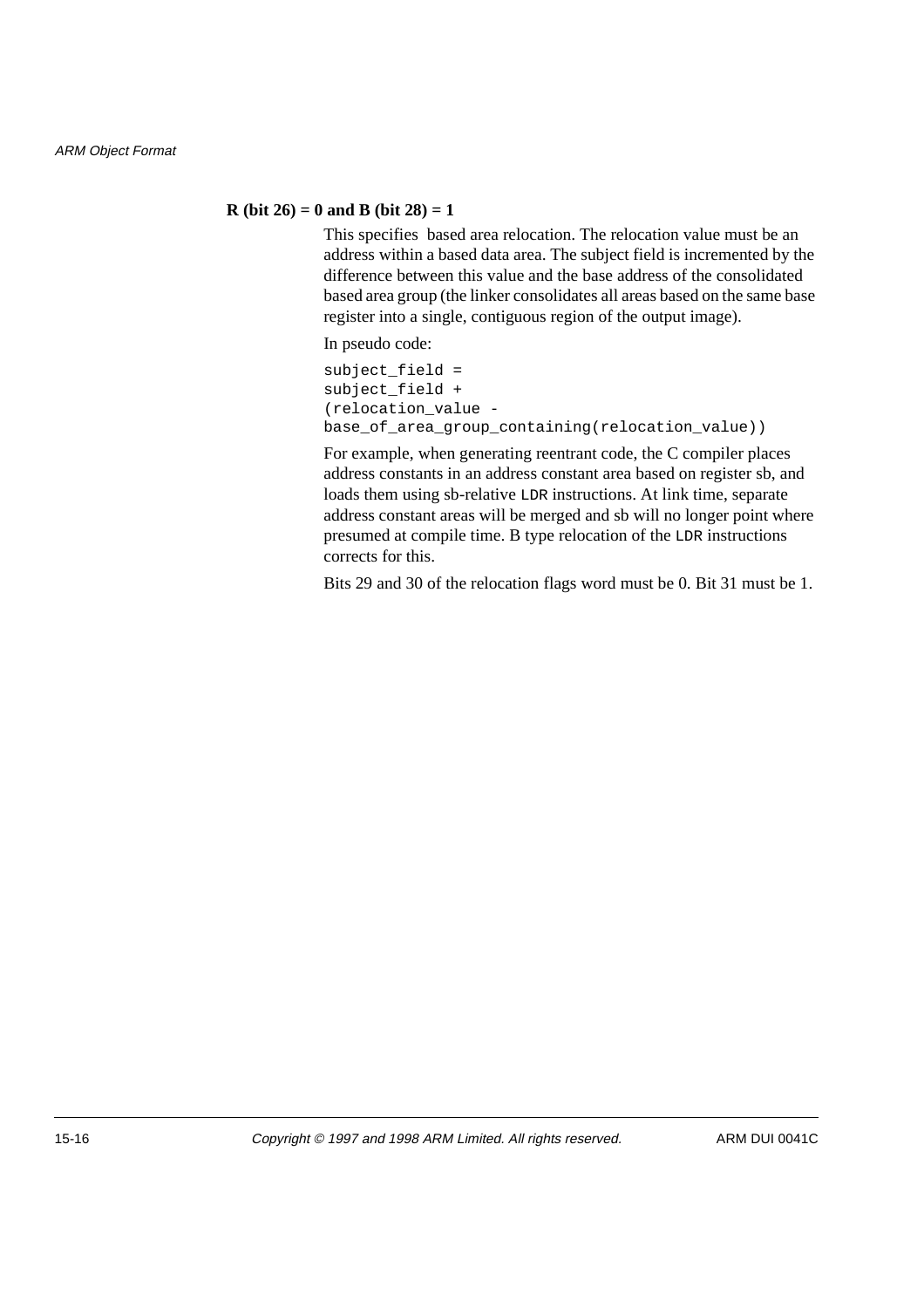**R (bit 26) = 0 and B (bit 28) = 1**

This specifies based area relocation. The relocation value must be an address within a based data area. The subject field is incremented by the difference between this value and the base address of the consolidated based area group (the linker consolidates all areas based on the same base register into a single, contiguous region of the output image).

In pseudo code:

```
subject_field =
subject_field +
(relocation_value -
base_of_area_group_containing(relocation_value))
```

For example, when generating reentrant code, the C compiler places address constants in an address constant area based on register sb, and loads them using sb-relative `LDR` instructions. At link time, separate address constant areas will be merged and sb will no longer point where presumed at compile time. B type relocation of the `LDR` instructions corrects for this.

Bits 29 and 30 of the relocation flags word must be 0. Bit 31 must be 1.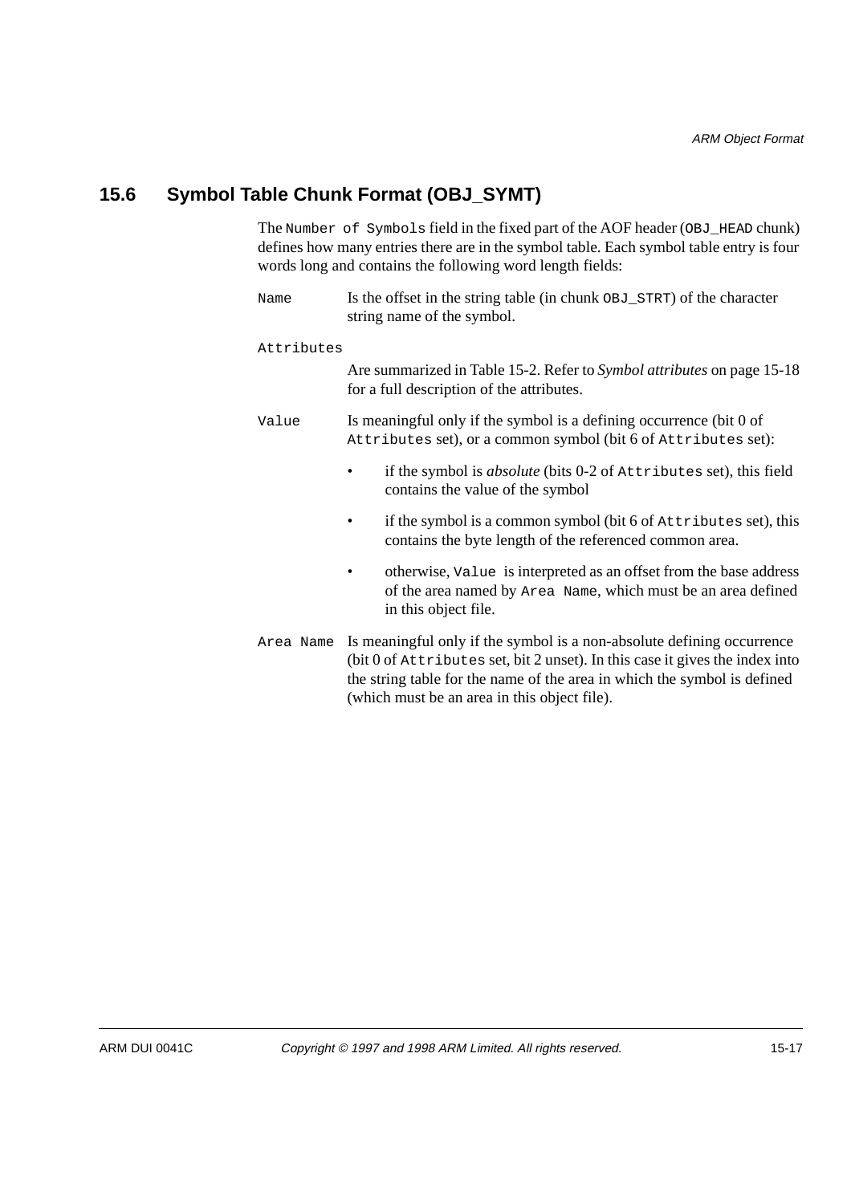## 15.6 Symbol Table Chunk Format (OBJ_SYMT)

The `Number of Symbols` field in the fixed part of the AOF header (`OBJ_HEAD` chunk) defines how many entries there are in the symbol table. Each symbol table entry is four words long and contains the following word length fields:

`Name` Is the offset in the string table (in chunk `OBJ_STRT`) of the character string name of the symbol.

`Attributes`

Are summarized in Table 15-2. Refer to *Symbol attributes* on page 15-18 for a full description of the attributes.

`Value` Is meaningful only if the symbol is a defining occurrence (bit 0 of `Attributes` set), or a common symbol (bit 6 of `Attributes` set):

- if the symbol is *absolute* (bits 0-2 of `Attributes` set), this field contains the value of the symbol
- if the symbol is a common symbol (bit 6 of `Attributes` set), this contains the byte length of the referenced common area.
- otherwise, `Value` is interpreted as an offset from the base address of the area named by `Area Name`, which must be an area defined in this object file.

`Area Name` Is meaningful only if the symbol is a non-absolute defining occurrence (bit 0 of `Attributes` set, bit 2 unset). In this case it gives the index into the string table for the name of the area in which the symbol is defined (which must be an area in this object file).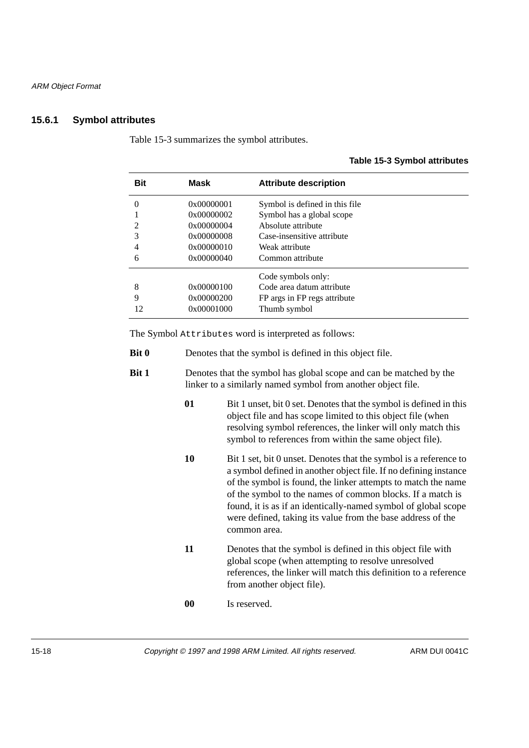### 15.6.1 Symbol attributes

Table 15-3 summarizes the symbol attributes.

**Table 15-3 Symbol attributes**

| Bit | Mask | Attribute description |
|---|---|---|
| 0 | 0x00000001 | Symbol is defined in this file |
| 1 | 0x00000002 | Symbol has a global scope |
| 2 | 0x00000004 | Absolute attribute |
| 3 | 0x00000008 | Case-insensitive attribute |
| 4 | 0x00000010 | Weak attribute |
| 6 | 0x00000040 | Common attribute |
| | | Code symbols only: |
| 8 | 0x00000100 | Code area datum attribute |
| 9 | 0x00000200 | FP args in FP regs attribute |
| 12 | 0x00001000 | Thumb symbol |

The Symbol `Attributes` word is interpreted as follows:

**Bit 0** Denotes that the symbol is defined in this object file.

**Bit 1** Denotes that the symbol has global scope and can be matched by the linker to a similarly named symbol from another object file.

- **01** Bit 1 unset, bit 0 set. Denotes that the symbol is defined in this object file and has scope limited to this object file (when resolving symbol references, the linker will only match this symbol to references from within the same object file).

- **10** Bit 1 set, bit 0 unset. Denotes that the symbol is a reference to a symbol defined in another object file. If no defining instance of the symbol is found, the linker attempts to match the name of the symbol to the names of common blocks. If a match is found, it is as if an identically-named symbol of global scope were defined, taking its value from the base address of the common area.

- **11** Denotes that the symbol is defined in this object file with global scope (when attempting to resolve unresolved references, the linker will match this definition to a reference from another object file).

- **00** Is reserved.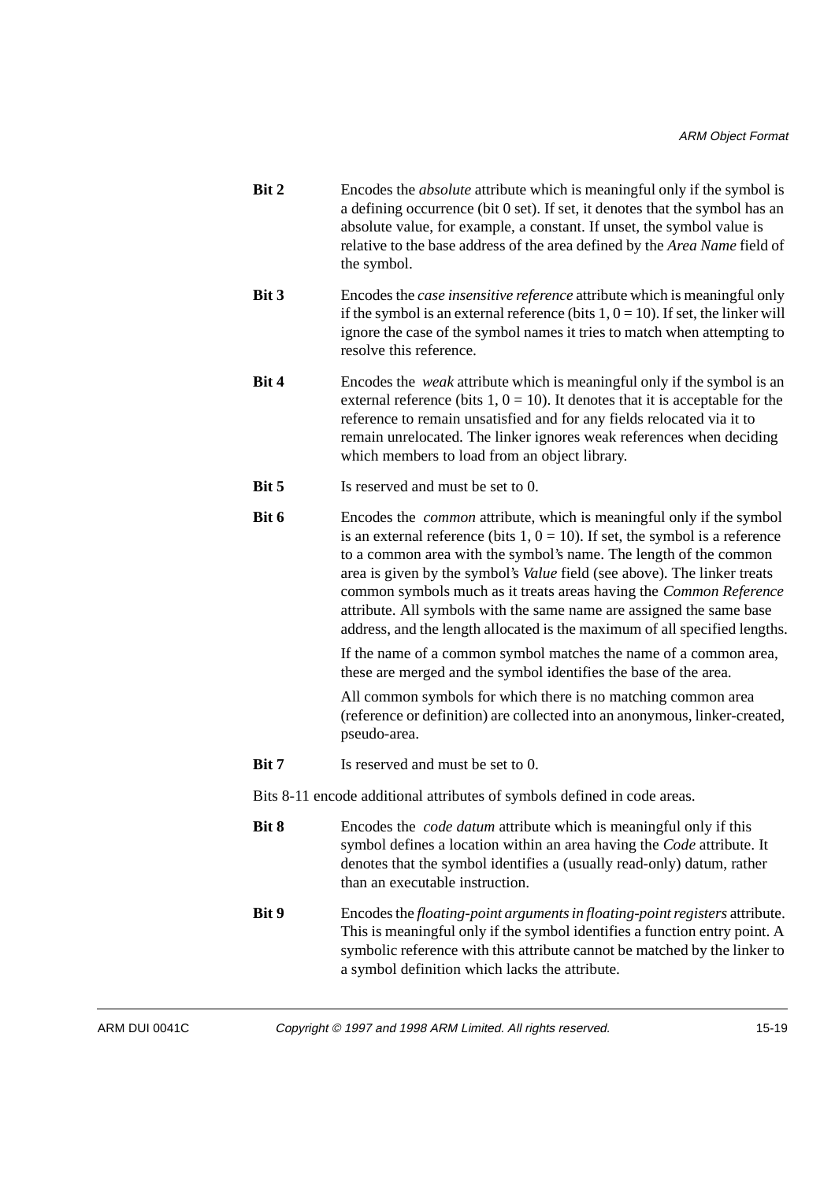**Bit 2** Encodes the *absolute* attribute which is meaningful only if the symbol is a defining occurrence (bit 0 set). If set, it denotes that the symbol has an absolute value, for example, a constant. If unset, the symbol value is relative to the base address of the area defined by the *Area Name* field of the symbol.

**Bit 3** Encodes the *case insensitive reference* attribute which is meaningful only if the symbol is an external reference (bits 1, 0 = 10). If set, the linker will ignore the case of the symbol names it tries to match when attempting to resolve this reference.

**Bit 4** Encodes the *weak* attribute which is meaningful only if the symbol is an external reference (bits 1, 0 = 10). It denotes that it is acceptable for the reference to remain unsatisfied and for any fields relocated via it to remain unrelocated. The linker ignores weak references when deciding which members to load from an object library.

**Bit 5** Is reserved and must be set to 0.

**Bit 6** Encodes the *common* attribute, which is meaningful only if the symbol is an external reference (bits 1, 0 = 10). If set, the symbol is a reference to a common area with the symbol's name. The length of the common area is given by the symbol's *Value* field (see above). The linker treats common symbols much as it treats areas having the *Common Reference* attribute. All symbols with the same name are assigned the same base address, and the length allocated is the maximum of all specified lengths.

If the name of a common symbol matches the name of a common area, these are merged and the symbol identifies the base of the area.

All common symbols for which there is no matching common area (reference or definition) are collected into an anonymous, linker-created, pseudo-area.

**Bit 7** Is reserved and must be set to 0.

Bits 8-11 encode additional attributes of symbols defined in code areas.

**Bit 8** Encodes the *code datum* attribute which is meaningful only if this symbol defines a location within an area having the *Code* attribute. It denotes that the symbol identifies a (usually read-only) datum, rather than an executable instruction.

**Bit 9** Encodes the *floating-point arguments in floating-point registers* attribute. This is meaningful only if the symbol identifies a function entry point. A symbolic reference with this attribute cannot be matched by the linker to a symbol definition which lacks the attribute.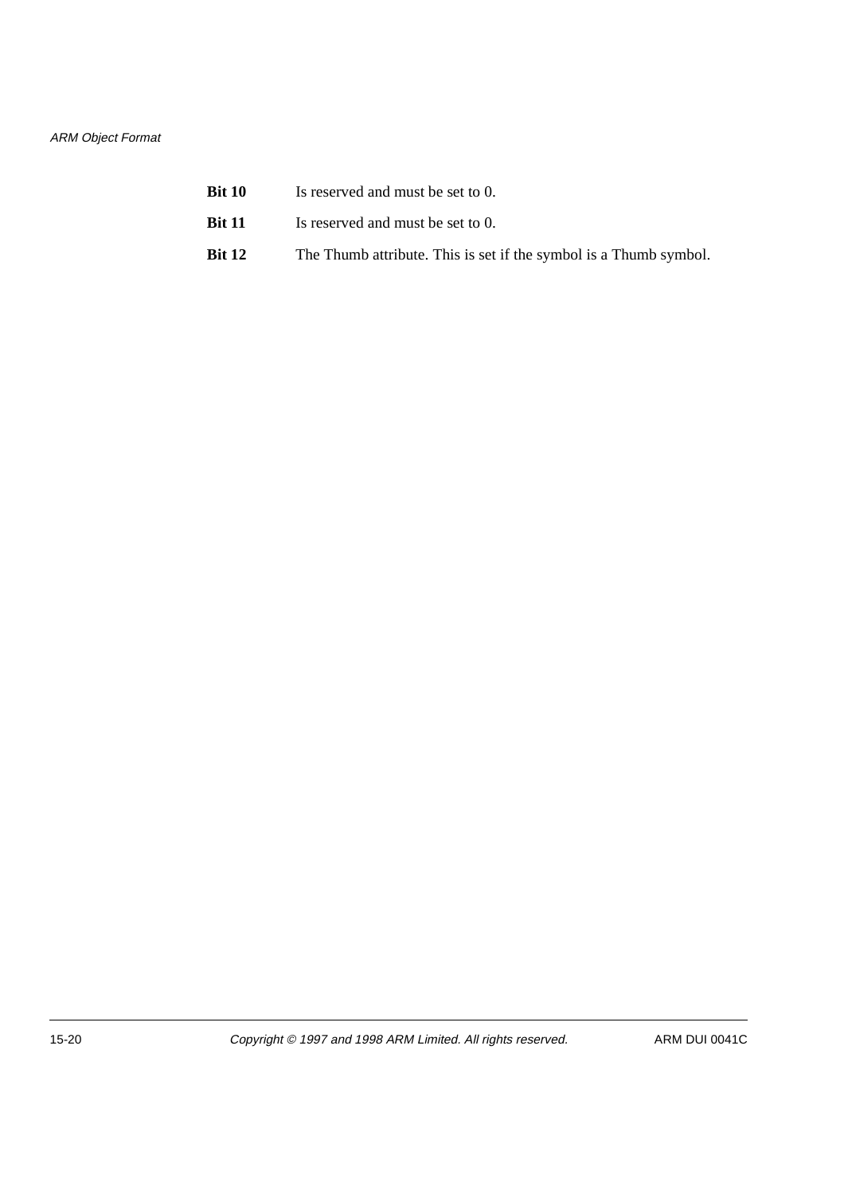**Bit 10** Is reserved and must be set to 0.

**Bit 11** Is reserved and must be set to 0.

**Bit 12** The Thumb attribute. This is set if the symbol is a Thumb symbol.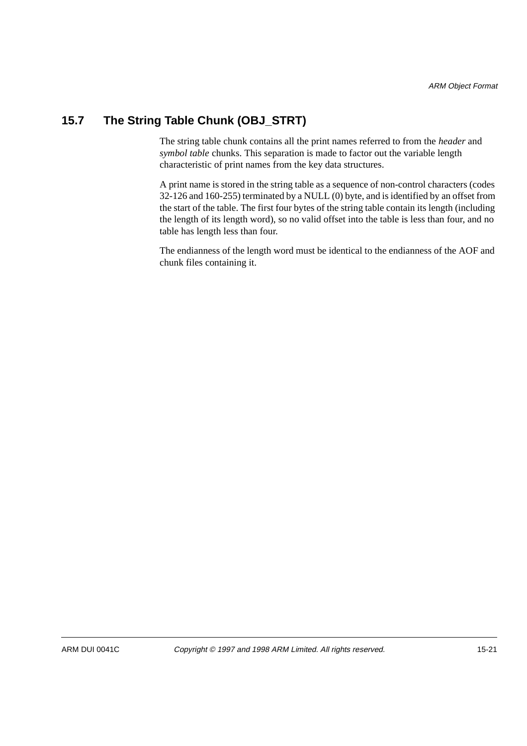## 15.7 The String Table Chunk (OBJ_STRT)

The string table chunk contains all the print names referred to from the *header* and *symbol table* chunks. This separation is made to factor out the variable length characteristic of print names from the key data structures.

A print name is stored in the string table as a sequence of non-control characters (codes 32-126 and 160-255) terminated by a NULL (0) byte, and is identified by an offset from the start of the table. The first four bytes of the string table contain its length (including the length of its length word), so no valid offset into the table is less than four, and no table has length less than four.

The endianness of the length word must be identical to the endianness of the AOF and chunk files containing it.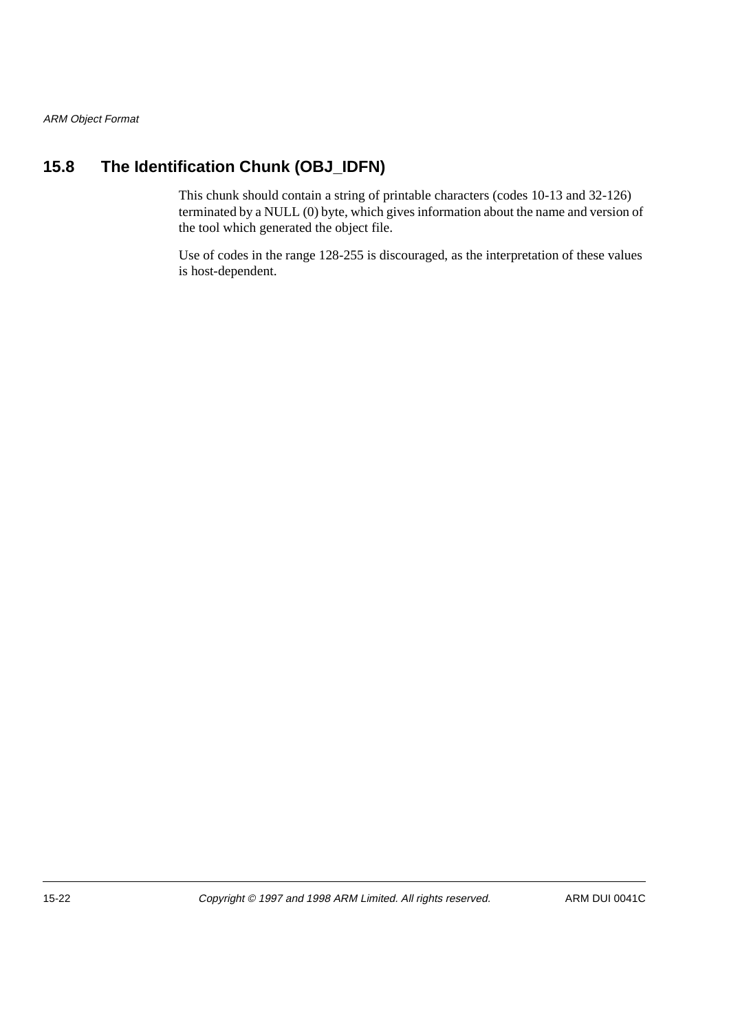## 15.8 The Identification Chunk (OBJ_IDFN)

This chunk should contain a string of printable characters (codes 10-13 and 32-126) terminated by a NULL (0) byte, which gives information about the name and version of the tool which generated the object file.

Use of codes in the range 128-255 is discouraged, as the interpretation of these values is host-dependent.